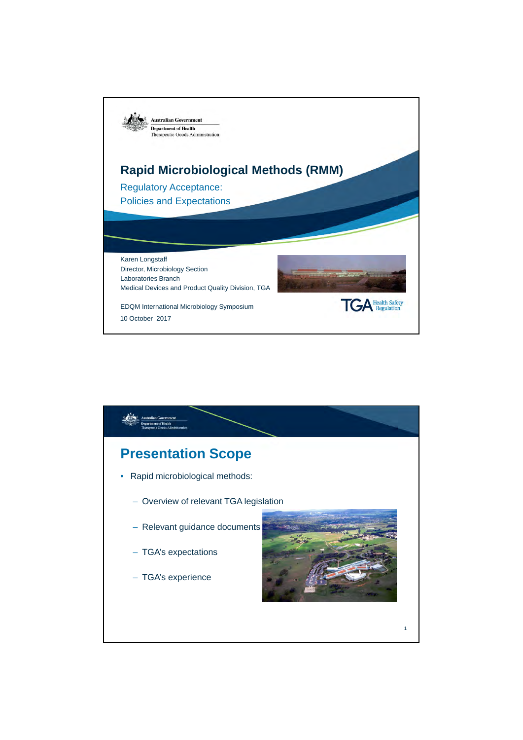Australian Government
Department of Health
Therapeutic Goods Administration

# Rapid Microbiological Methods (RMM)

## Regulatory Acceptance: Policies and Expectations

Karen Longstaff
Director, Microbiology Section
Laboratories Branch
Medical Devices and Product Quality Division, TGA

EDQM International Microbiology Symposium
10 October 2017

TGA Health Safety Regulation

---

Australian Government
Department of Health
Therapeutic Goods Administration

# Presentation Scope

- Rapid microbiological methods:
  - Overview of relevant TGA legislation
  - Relevant guidance documents
  - TGA's expectations
  - TGA's experience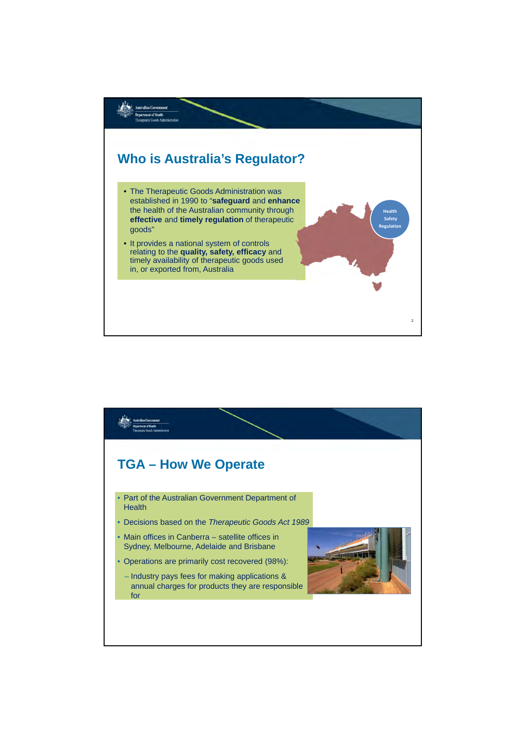## Who is Australia's Regulator?

- The Therapeutic Goods Administration was established in 1990 to "**safeguard** and **enhance** the health of the Australian community through **effective** and **timely regulation** of therapeutic goods"
- It provides a national system of controls relating to the **quality, safety, efficacy** and timely availability of therapeutic goods used in, or exported from, Australia

Health Safety Regulation

## TGA – How We Operate

- Part of the Australian Government Department of Health
- Decisions based on the *Therapeutic Goods Act 1989*
- Main offices in Canberra – satellite offices in Sydney, Melbourne, Adelaide and Brisbane
- Operations are primarily cost recovered (98%):
  - Industry pays fees for making applications & annual charges for products they are responsible for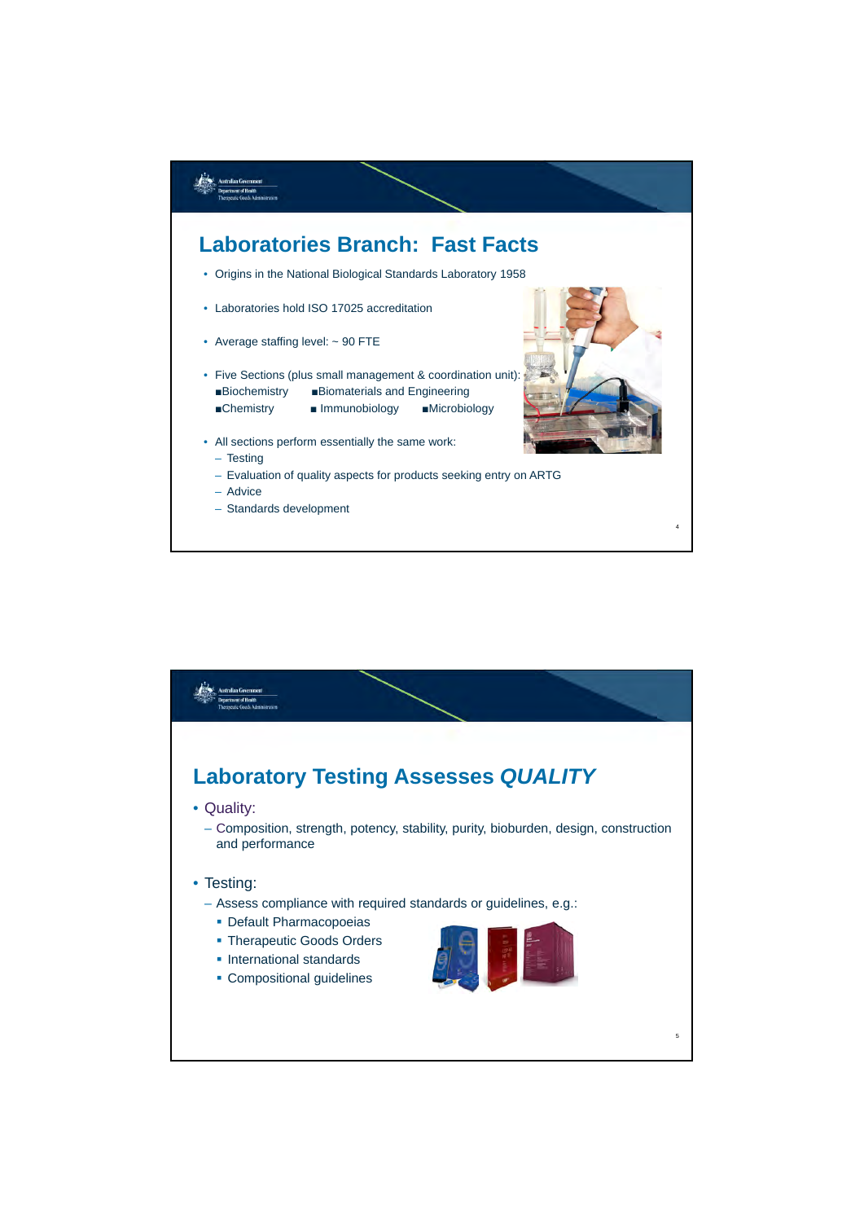## Laboratories Branch: Fast Facts

- Origins in the National Biological Standards Laboratory 1958
- Laboratories hold ISO 17025 accreditation
- Average staffing level: ~ 90 FTE
- Five Sections (plus small management & coordination unit):
  - Biochemistry
  - Biomaterials and Engineering
  - Chemistry
  - Immunobiology
  - Microbiology
- All sections perform essentially the same work:
  - Testing
  - Evaluation of quality aspects for products seeking entry on ARTG
  - Advice
  - Standards development

## Laboratory Testing Assesses *QUALITY*

- Quality:
  - Composition, strength, potency, stability, purity, bioburden, design, construction and performance
- Testing:
  - Assess compliance with required standards or guidelines, e.g.:
    - Default Pharmacopoeias
    - Therapeutic Goods Orders
    - International standards
    - Compositional guidelines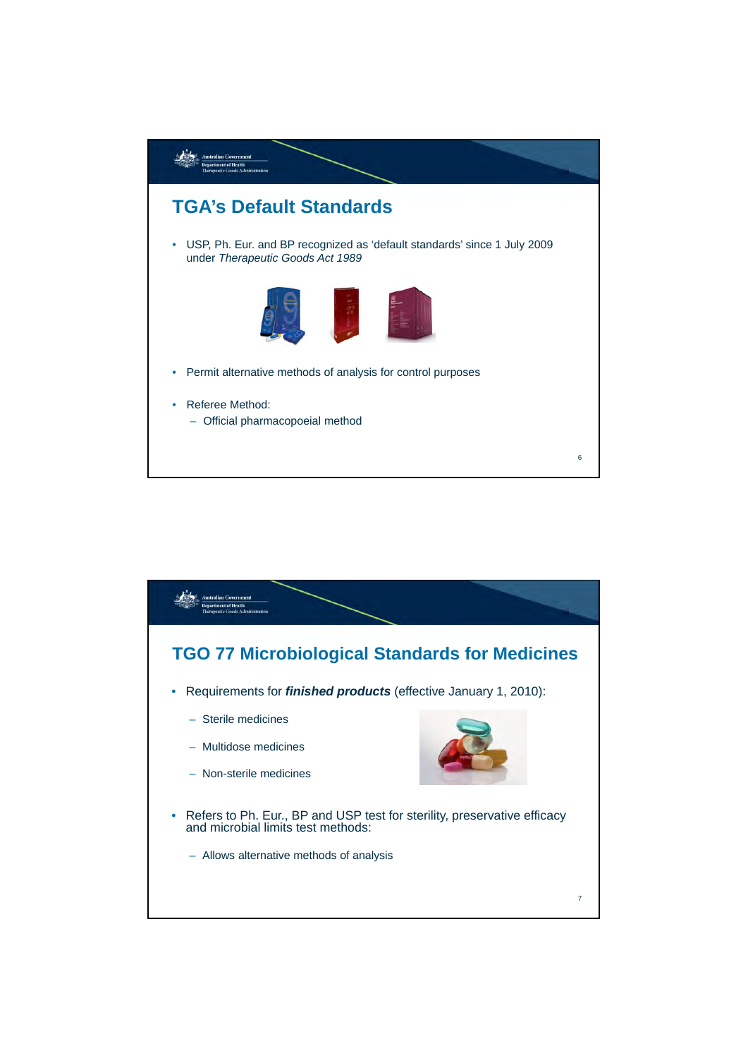## TGA's Default Standards

- USP, Ph. Eur. and BP recognized as 'default standards' since 1 July 2009 under *Therapeutic Goods Act 1989*
- Permit alternative methods of analysis for control purposes
- Referee Method:
  - Official pharmacopoeial method

## TGO 77 Microbiological Standards for Medicines

- Requirements for ***finished products*** (effective January 1, 2010):
  - Sterile medicines
  - Multidose medicines
  - Non-sterile medicines
- Refers to Ph. Eur., BP and USP test for sterility, preservative efficacy and microbial limits test methods:
  - Allows alternative methods of analysis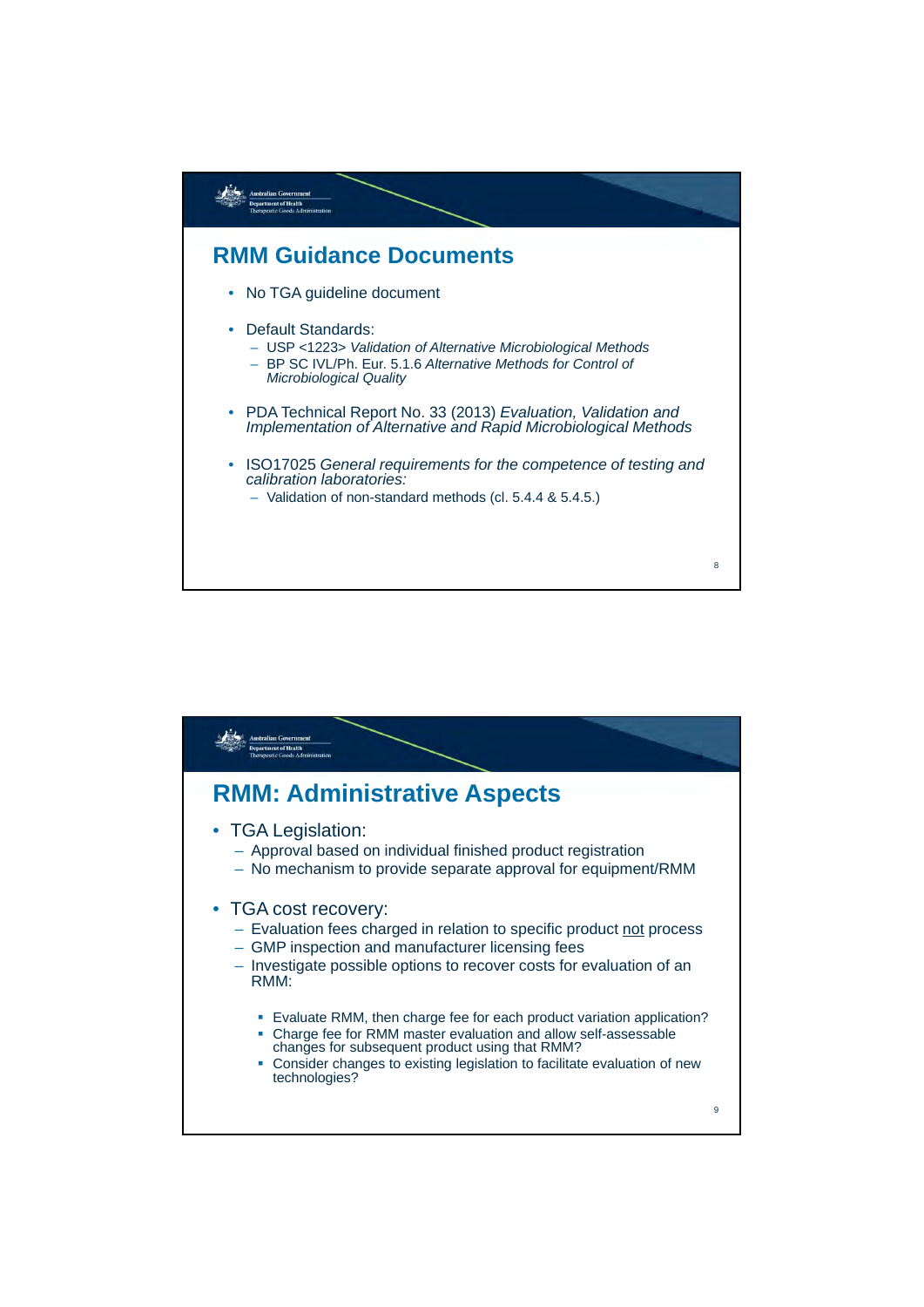## RMM Guidance Documents

- No TGA guideline document
- Default Standards:
  - USP <1223> *Validation of Alternative Microbiological Methods*
  - BP SC IVL/Ph. Eur. 5.1.6 *Alternative Methods for Control of Microbiological Quality*
- PDA Technical Report No. 33 (2013) *Evaluation, Validation and Implementation of Alternative and Rapid Microbiological Methods*
- ISO17025 *General requirements for the competence of testing and calibration laboratories:*
  - Validation of non-standard methods (cl. 5.4.4 & 5.4.5.)

## RMM: Administrative Aspects

- TGA Legislation:
  - Approval based on individual finished product registration
  - No mechanism to provide separate approval for equipment/RMM
- TGA cost recovery:
  - Evaluation fees charged in relation to specific product not process
  - GMP inspection and manufacturer licensing fees
  - Investigate possible options to recover costs for evaluation of an RMM:
    - Evaluate RMM, then charge fee for each product variation application?
    - Charge fee for RMM master evaluation and allow self-assessable changes for subsequent product using that RMM?
    - Consider changes to existing legislation to facilitate evaluation of new technologies?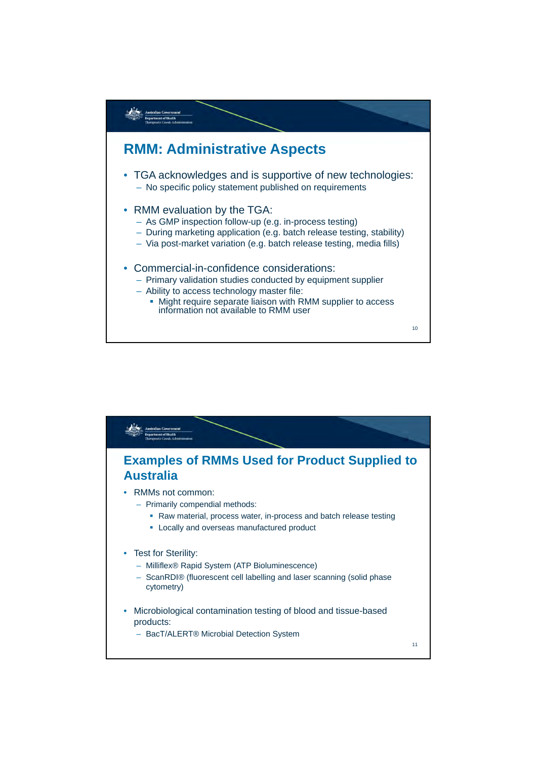## RMM: Administrative Aspects

- TGA acknowledges and is supportive of new technologies:
  - No specific policy statement published on requirements
- RMM evaluation by the TGA:
  - As GMP inspection follow-up (e.g. in-process testing)
  - During marketing application (e.g. batch release testing, stability)
  - Via post-market variation (e.g. batch release testing, media fills)
- Commercial-in-confidence considerations:
  - Primary validation studies conducted by equipment supplier
  - Ability to access technology master file:
    - Might require separate liaison with RMM supplier to access information not available to RMM user

## Examples of RMMs Used for Product Supplied to Australia

- RMMs not common:
  - Primarily compendial methods:
    - Raw material, process water, in-process and batch release testing
    - Locally and overseas manufactured product
- Test for Sterility:
  - Milliflex® Rapid System (ATP Bioluminescence)
  - ScanRDI® (fluorescent cell labelling and laser scanning (solid phase cytometry)
- Microbiological contamination testing of blood and tissue-based products:
  - BacT/ALERT® Microbial Detection System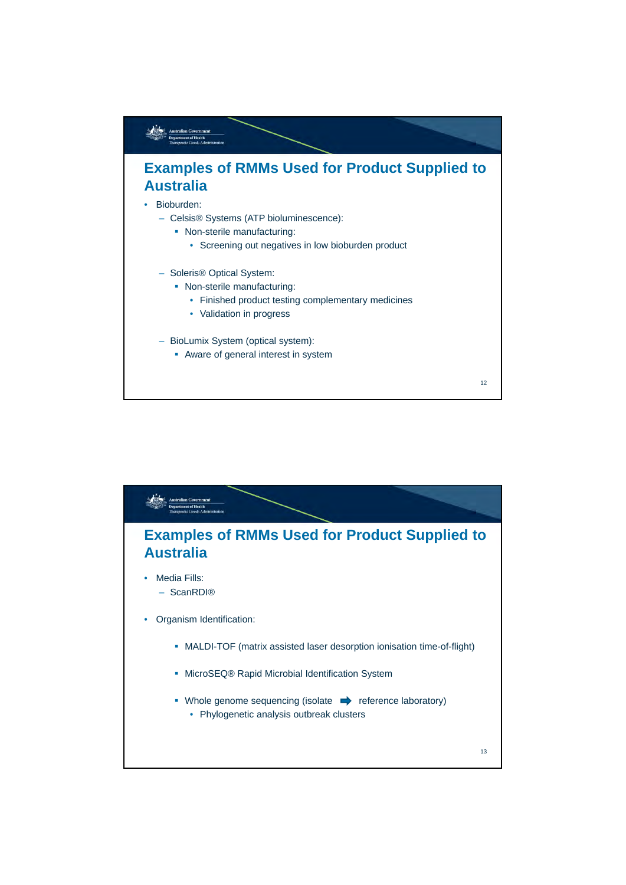## Examples of RMMs Used for Product Supplied to Australia

- Bioburden:
  - Celsis® Systems (ATP bioluminescence):
    - Non-sterile manufacturing:
      - Screening out negatives in low bioburden product
  - Soleris® Optical System:
    - Non-sterile manufacturing:
      - Finished product testing complementary medicines
      - Validation in progress
  - BioLumix System (optical system):
    - Aware of general interest in system

## Examples of RMMs Used for Product Supplied to Australia

- Media Fills:
  - ScanRDI®
- Organism Identification:
    - MALDI-TOF (matrix assisted laser desorption ionisation time-of-flight)
    - MicroSEQ® Rapid Microbial Identification System
    - Whole genome sequencing (isolate ➡ reference laboratory)
      - Phylogenetic analysis outbreak clusters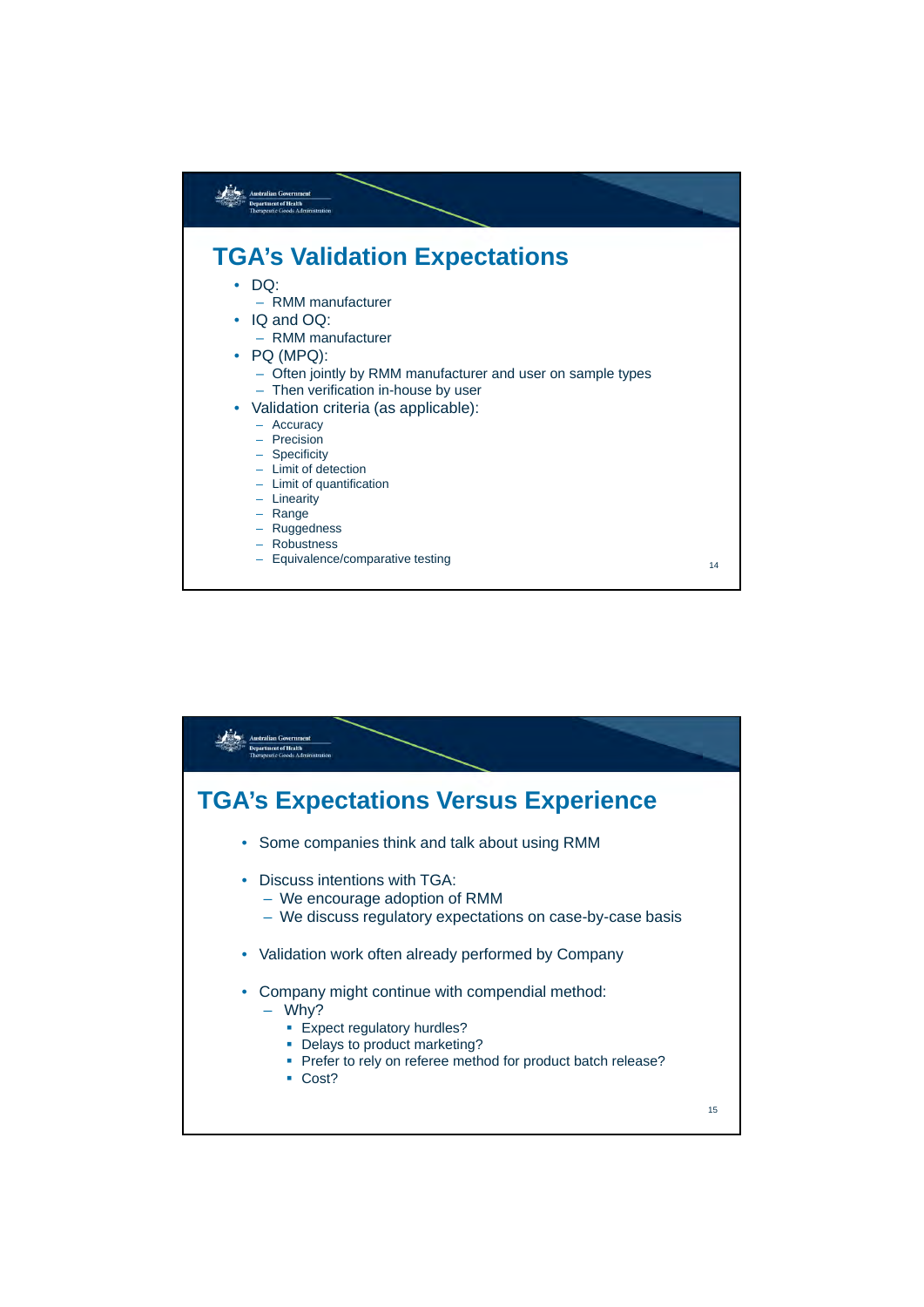## TGA's Validation Expectations

- DQ:
  - RMM manufacturer
- IQ and OQ:
  - RMM manufacturer
- PQ (MPQ):
  - Often jointly by RMM manufacturer and user on sample types
  - Then verification in-house by user
- Validation criteria (as applicable):
  - Accuracy
  - Precision
  - Specificity
  - Limit of detection
  - Limit of quantification
  - Linearity
  - Range
  - Ruggedness
  - Robustness
  - Equivalence/comparative testing

## TGA's Expectations Versus Experience

- Some companies think and talk about using RMM
- Discuss intentions with TGA:
  - We encourage adoption of RMM
  - We discuss regulatory expectations on case-by-case basis
- Validation work often already performed by Company
- Company might continue with compendial method:
  - Why?
    - Expect regulatory hurdles?
    - Delays to product marketing?
    - Prefer to rely on referee method for product batch release?
    - Cost?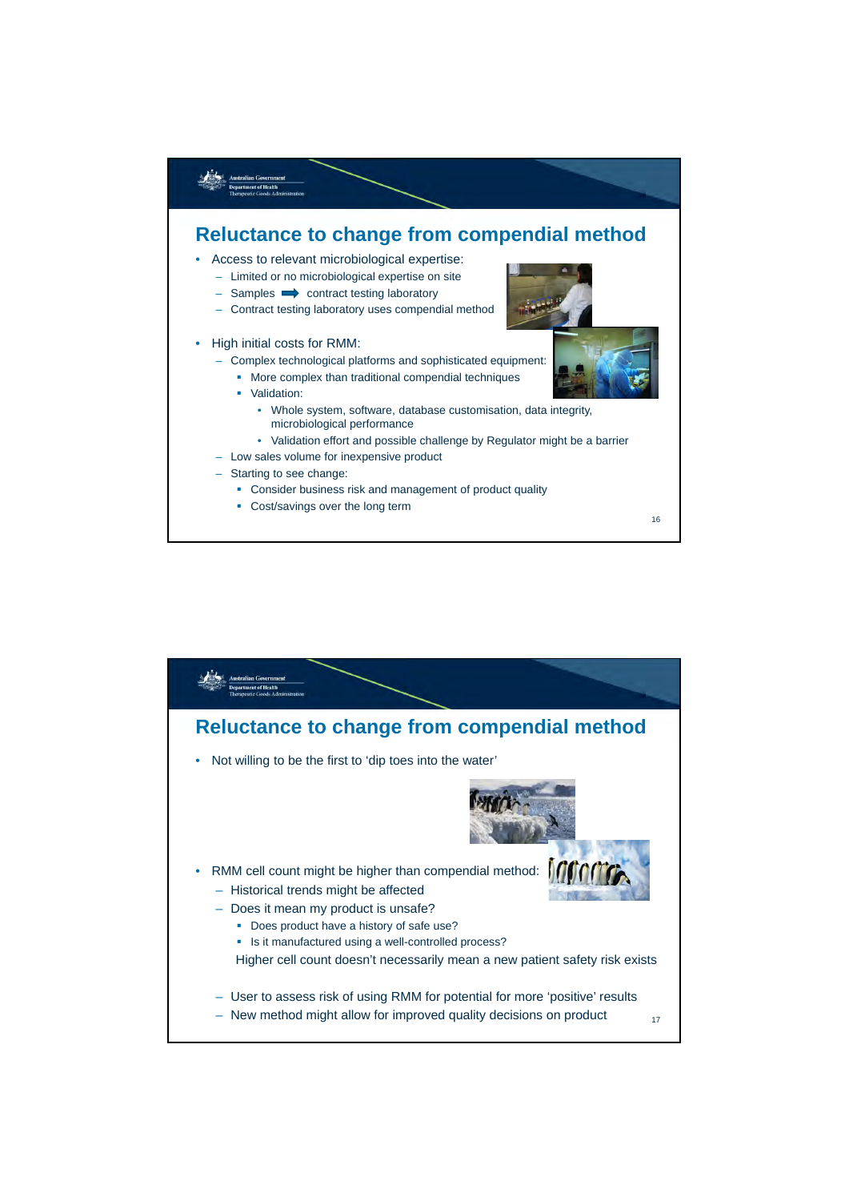## Reluctance to change from compendial method

- Access to relevant microbiological expertise:
  - Limited or no microbiological expertise on site
  - Samples ➡ contract testing laboratory
  - Contract testing laboratory uses compendial method
- High initial costs for RMM:
  - Complex technological platforms and sophisticated equipment:
    - More complex than traditional compendial techniques
    - Validation:
      - Whole system, software, database customisation, data integrity, microbiological performance
      - Validation effort and possible challenge by Regulator might be a barrier
  - Low sales volume for inexpensive product
  - Starting to see change:
    - Consider business risk and management of product quality
    - Cost/savings over the long term

## Reluctance to change from compendial method

- Not willing to be the first to 'dip toes into the water'
- RMM cell count might be higher than compendial method:
  - Historical trends might be affected
  - Does it mean my product is unsafe?
    - Does product have a history of safe use?
    - Is it manufactured using a well-controlled process?

    Higher cell count doesn't necessarily mean a new patient safety risk exists
  - User to assess risk of using RMM for potential for more 'positive' results
  - New method might allow for improved quality decisions on product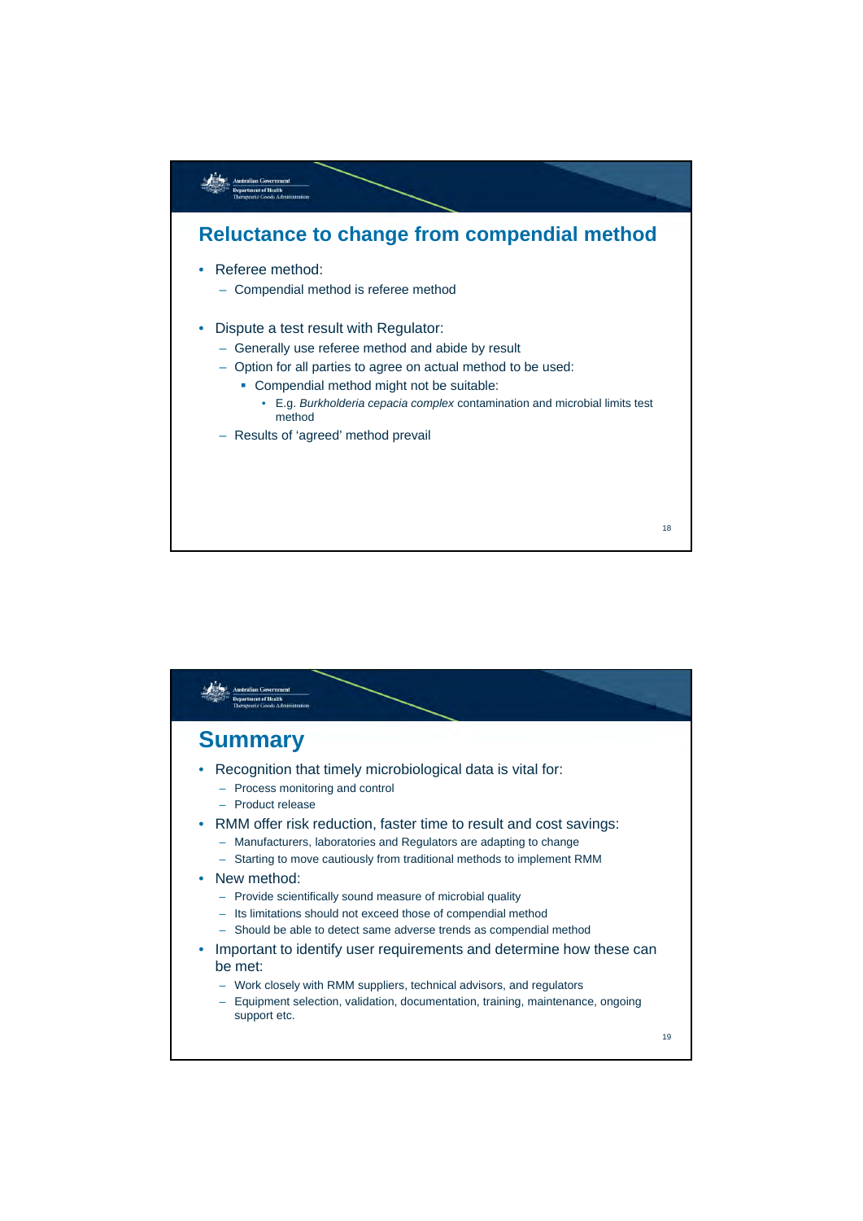## Reluctance to change from compendial method

- Referee method:
  - Compendial method is referee method
- Dispute a test result with Regulator:
  - Generally use referee method and abide by result
  - Option for all parties to agree on actual method to be used:
    - Compendial method might not be suitable:
      - E.g. *Burkholderia cepacia complex* contamination and microbial limits test method
  - Results of 'agreed' method prevail

## Summary

- Recognition that timely microbiological data is vital for:
  - Process monitoring and control
  - Product release
- RMM offer risk reduction, faster time to result and cost savings:
  - Manufacturers, laboratories and Regulators are adapting to change
  - Starting to move cautiously from traditional methods to implement RMM
- New method:
  - Provide scientifically sound measure of microbial quality
  - Its limitations should not exceed those of compendial method
  - Should be able to detect same adverse trends as compendial method
- Important to identify user requirements and determine how these can be met:
  - Work closely with RMM suppliers, technical advisors, and regulators
  - Equipment selection, validation, documentation, training, maintenance, ongoing support etc.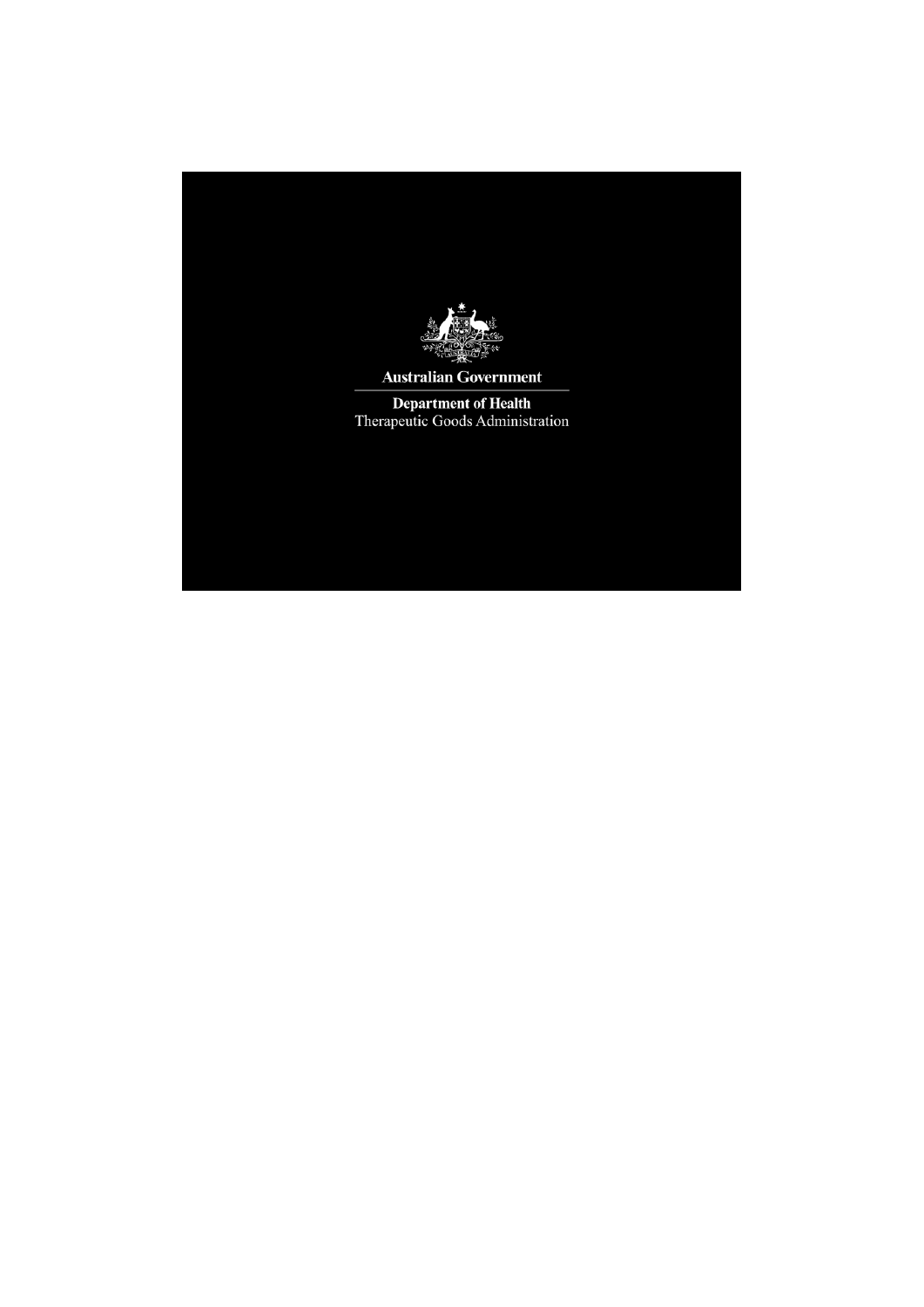Australian Government

Department of Health

Therapeutic Goods Administration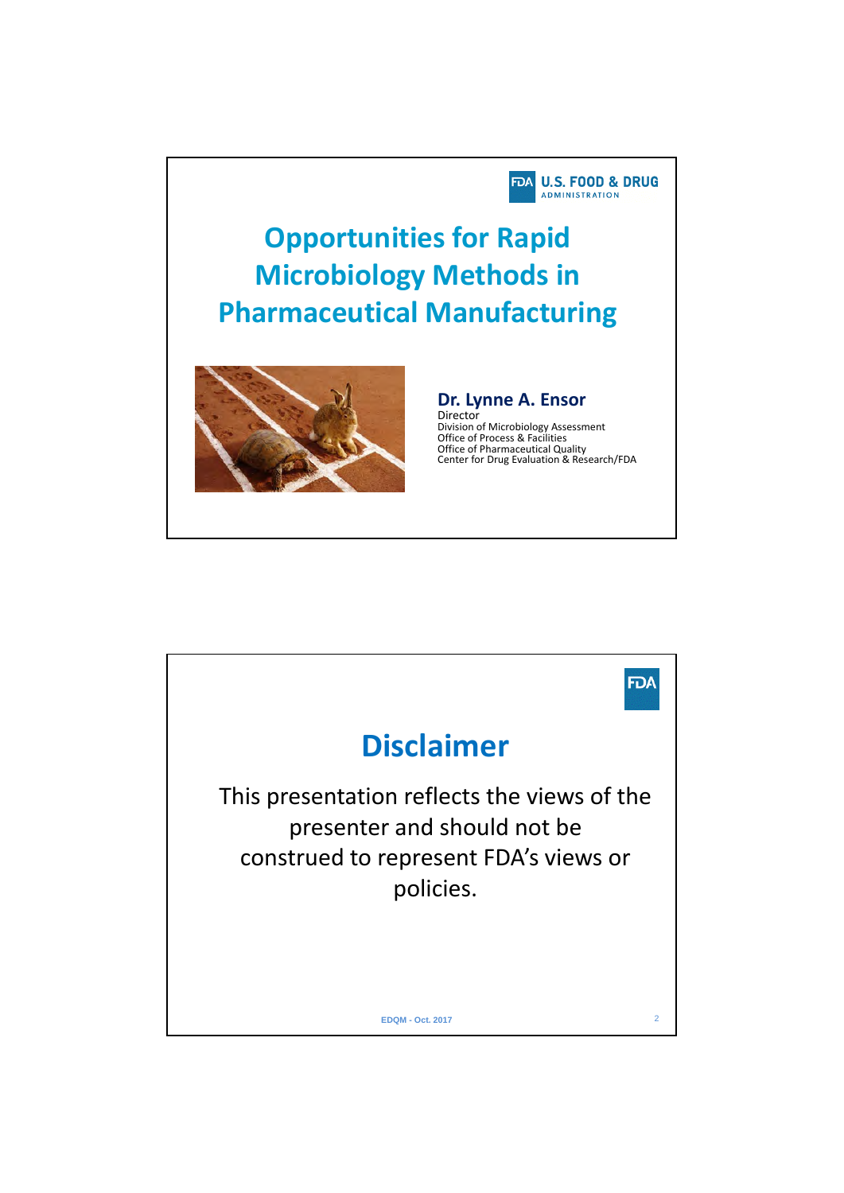# Opportunities for Rapid Microbiology Methods in Pharmaceutical Manufacturing

**Dr. Lynne A. Ensor**
Director
Division of Microbiology Assessment
Office of Process & Facilities
Office of Pharmaceutical Quality
Center for Drug Evaluation & Research/FDA

## Disclaimer

This presentation reflects the views of the presenter and should not be construed to represent FDA's views or policies.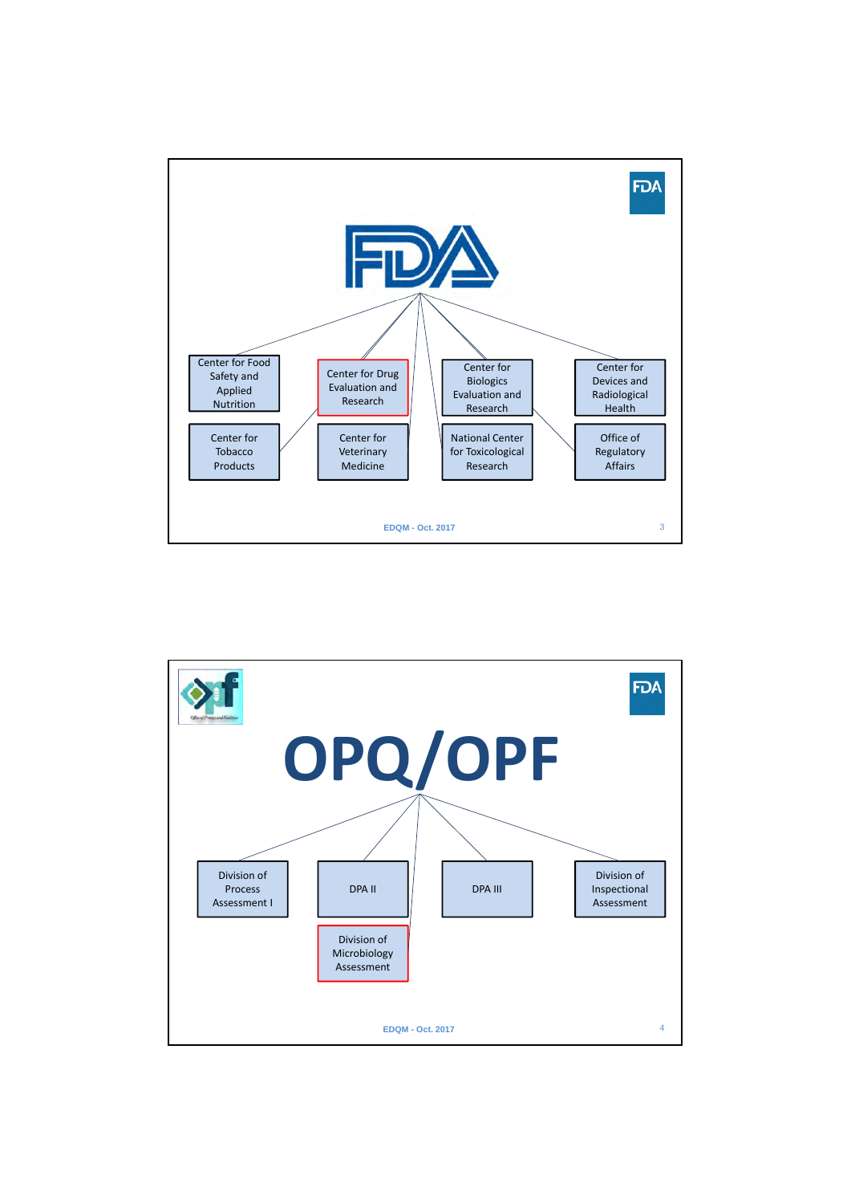# FDA

- Center for Food Safety and Applied Nutrition
- Center for Drug Evaluation and Research
- Center for Biologics Evaluation and Research
- Center for Devices and Radiological Health
- Center for Tobacco Products
- Center for Veterinary Medicine
- National Center for Toxicological Research
- Office of Regulatory Affairs

EDQM - Oct. 2017

# OPQ/OPF

- Division of Process Assessment I
- DPA II
- DPA III
- Division of Inspectional Assessment
- Division of Microbiology Assessment

EDQM - Oct. 2017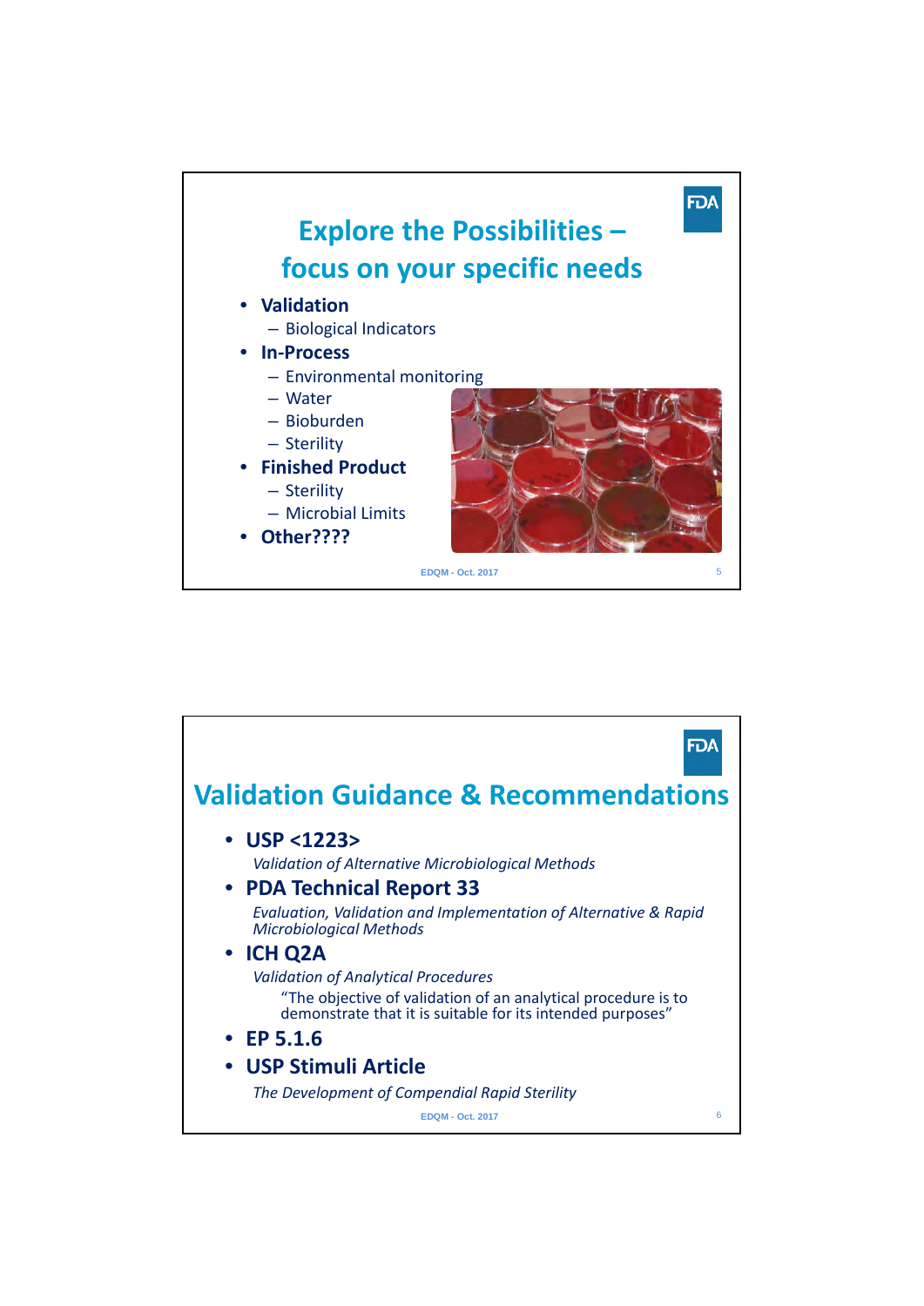## Explore the Possibilities – focus on your specific needs

- **Validation**
  - Biological Indicators
- **In-Process**
  - Environmental monitoring
  - Water
  - Bioburden
  - Sterility
- **Finished Product**
  - Sterility
  - Microbial Limits
- **Other????**

EDQM - Oct. 2017

## Validation Guidance & Recommendations

- **USP <1223>**

  *Validation of Alternative Microbiological Methods*
- **PDA Technical Report 33**

  *Evaluation, Validation and Implementation of Alternative & Rapid Microbiological Methods*
- **ICH Q2A**

  *Validation of Analytical Procedures*

  "The objective of validation of an analytical procedure is to demonstrate that it is suitable for its intended purposes"
- **EP 5.1.6**
- **USP Stimuli Article**

  *The Development of Compendial Rapid Sterility*

EDQM - Oct. 2017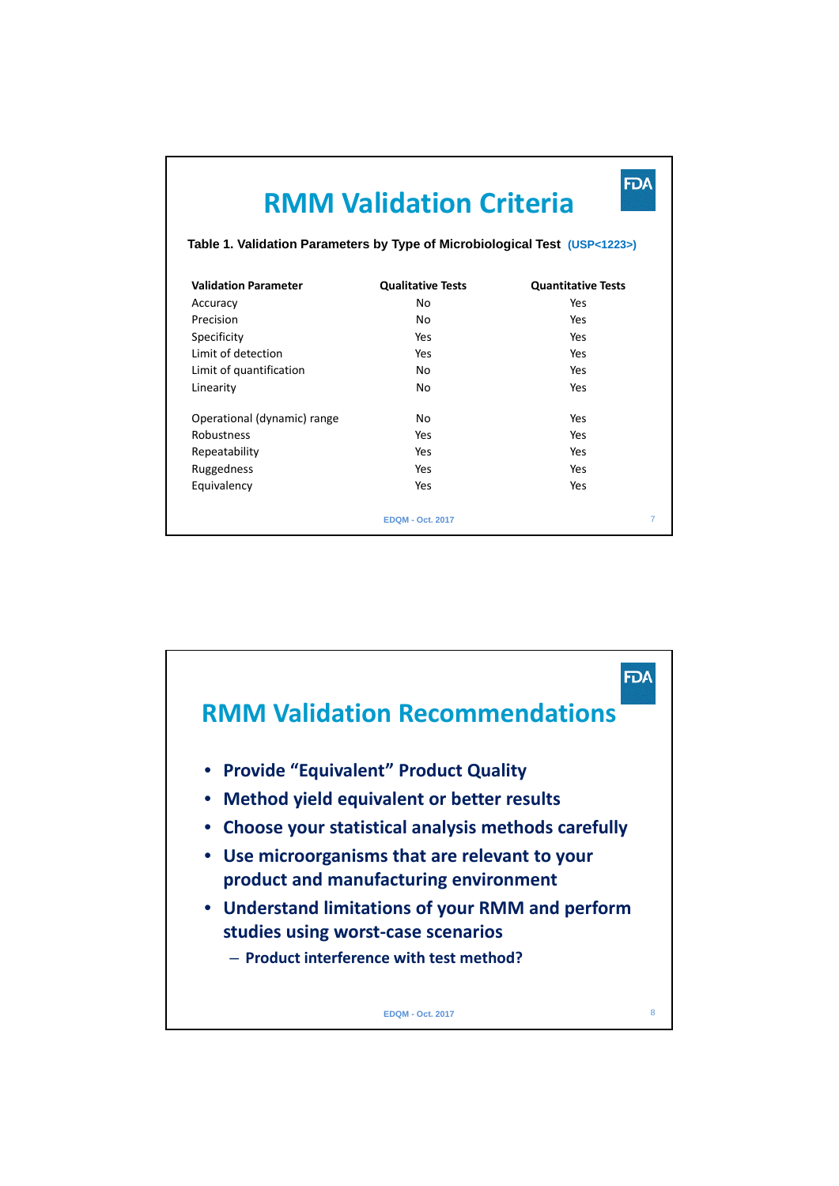# RMM Validation Criteria

**Table 1. Validation Parameters by Type of Microbiological Test** (USP<1223>)

| Validation Parameter | Qualitative Tests | Quantitative Tests |
|---|---|---|
| Accuracy | No | Yes |
| Precision | No | Yes |
| Specificity | Yes | Yes |
| Limit of detection | Yes | Yes |
| Limit of quantification | No | Yes |
| Linearity | No | Yes |
| Operational (dynamic) range | No | Yes |
| Robustness | Yes | Yes |
| Repeatability | Yes | Yes |
| Ruggedness | Yes | Yes |
| Equivalency | Yes | Yes |

EDQM - Oct. 2017

# RMM Validation Recommendations

- **Provide "Equivalent" Product Quality**
- **Method yield equivalent or better results**
- **Choose your statistical analysis methods carefully**
- **Use microorganisms that are relevant to your product and manufacturing environment**
- **Understand limitations of your RMM and perform studies using worst-case scenarios**
  - **Product interference with test method?**

EDQM - Oct. 2017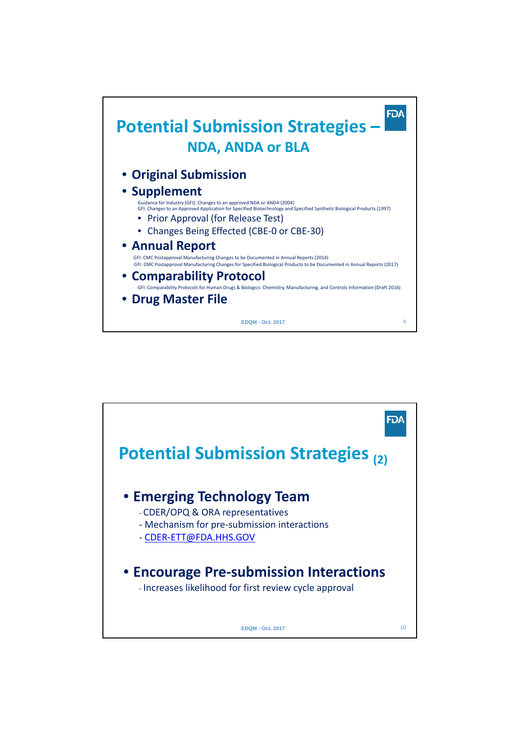# Potential Submission Strategies – NDA, ANDA or BLA

- **Original Submission**
- **Supplement**

  Guidance for Industry (GFI): Changes to an approved NDA or ANDA (2004)
  GFI: Changes to an Approved Application for Specified Biotechnology and Specified Synthetic Biological Products (1997)

  - Prior Approval (for Release Test)
  - Changes Being Effected (CBE-0 or CBE-30)
- **Annual Report**

  GFI: CMC Postapproval Manufacturing Changes to be Documented in Annual Reports (2014)
  GFI: CMC Postapproval Manufacturing Changes for Specified Biological Products to be Documented in Annual Reports (2017)
- **Comparability Protocol**

  GFI: Comparability Protocols for Human Drugs & Biologics: Chemistry, Manufacturing, and Controls Information (Draft 2016)
- **Drug Master File**

# Potential Submission Strategies (2)

- **Emerging Technology Team**
  - CDER/OPQ & ORA representatives
  - Mechanism for pre-submission interactions
  - CDER-ETT@FDA.HHS.GOV
- **Encourage Pre-submission Interactions**
  - Increases likelihood for first review cycle approval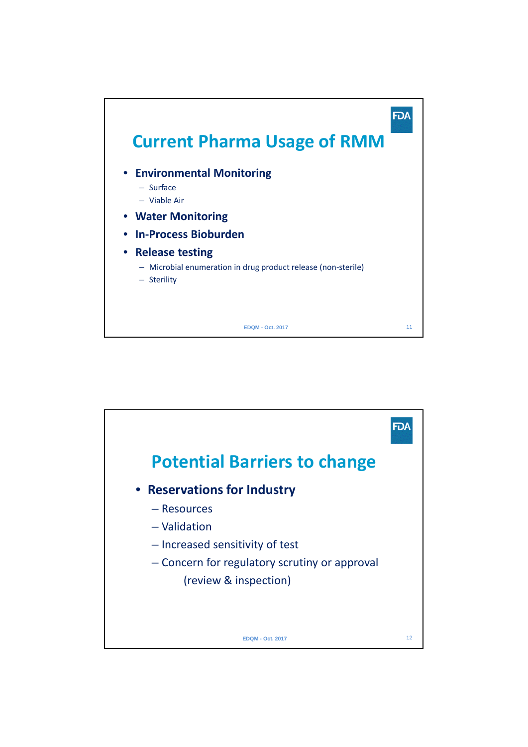## Current Pharma Usage of RMM

- **Environmental Monitoring**
  - Surface
  - Viable Air
- **Water Monitoring**
- **In-Process Bioburden**
- **Release testing**
  - Microbial enumeration in drug product release (non-sterile)
  - Sterility

EDQM - Oct. 2017

## Potential Barriers to change

- **Reservations for Industry**
  - Resources
  - Validation
  - Increased sensitivity of test
  - Concern for regulatory scrutiny or approval (review & inspection)

EDQM - Oct. 2017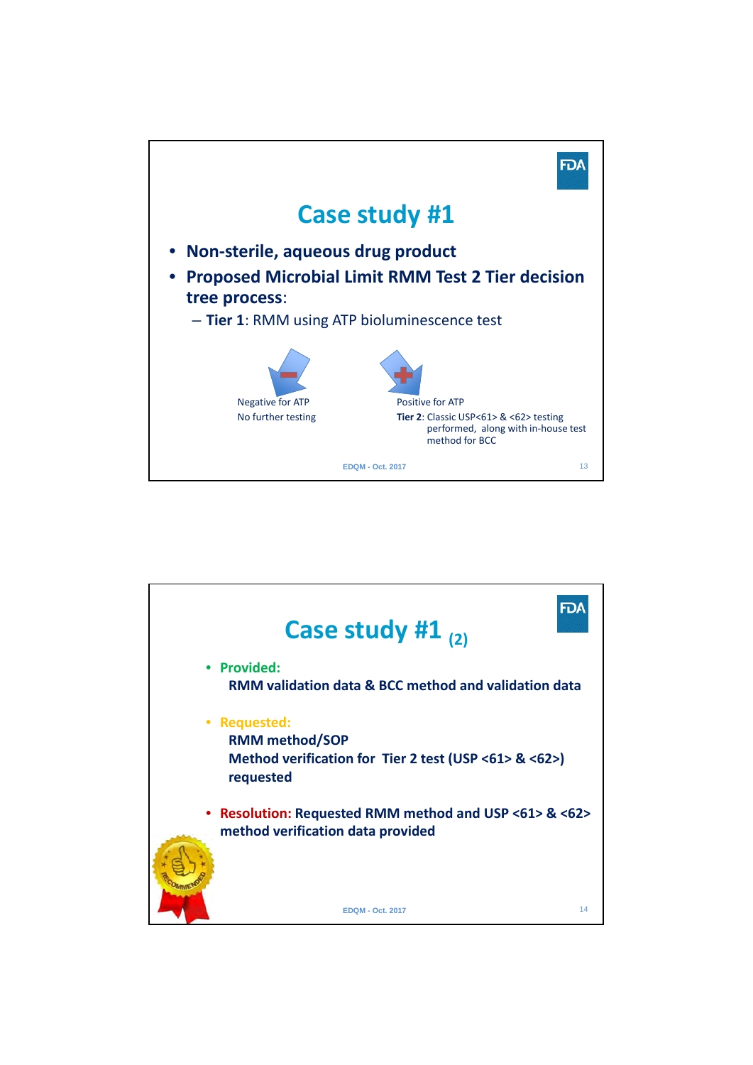## Case study #1

- **Non-sterile, aqueous drug product**
- **Proposed Microbial Limit RMM Test 2 Tier decision tree process**:
  - **Tier 1**: RMM using ATP bioluminescence test

Negative for ATP
No further testing

Positive for ATP
**Tier 2**: Classic USP<61> & <62> testing performed, along with in-house test method for BCC

EDQM - Oct. 2017

## Case study #1 (2)

- **Provided:**
  **RMM validation data & BCC method and validation data**

- **Requested:**
  **RMM method/SOP**
  **Method verification for Tier 2 test (USP <61> & <62>) requested**

- **Resolution: Requested RMM method and USP <61> & <62> method verification data provided**

EDQM - Oct. 2017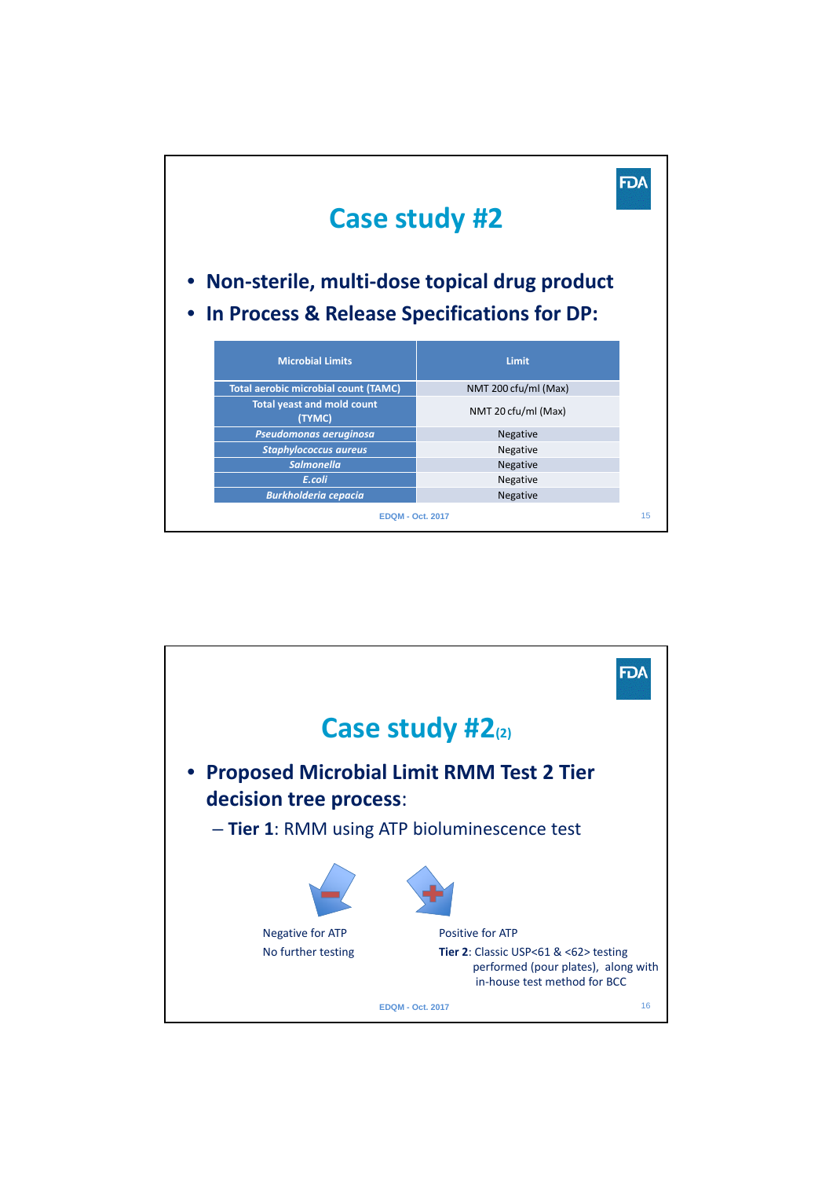# Case study #2

- **Non-sterile, multi-dose topical drug product**
- **In Process & Release Specifications for DP:**

| Microbial Limits | Limit |
|---|---|
| Total aerobic microbial count (TAMC) | NMT 200 cfu/ml (Max) |
| Total yeast and mold count (TYMC) | NMT 20 cfu/ml (Max) |
| *Pseudomonas aeruginosa* | Negative |
| *Staphylococcus aureus* | Negative |
| *Salmonella* | Negative |
| *E.coli* | Negative |
| *Burkholderia cepacia* | Negative |

EDQM - Oct. 2017

# Case study #2(2)

- **Proposed Microbial Limit RMM Test 2 Tier decision tree process**:
  - **Tier 1**: RMM using ATP bioluminescence test

Negative for ATP
No further testing

Positive for ATP
**Tier 2**: Classic USP<61 & <62> testing performed (pour plates), along with in-house test method for BCC

EDQM - Oct. 2017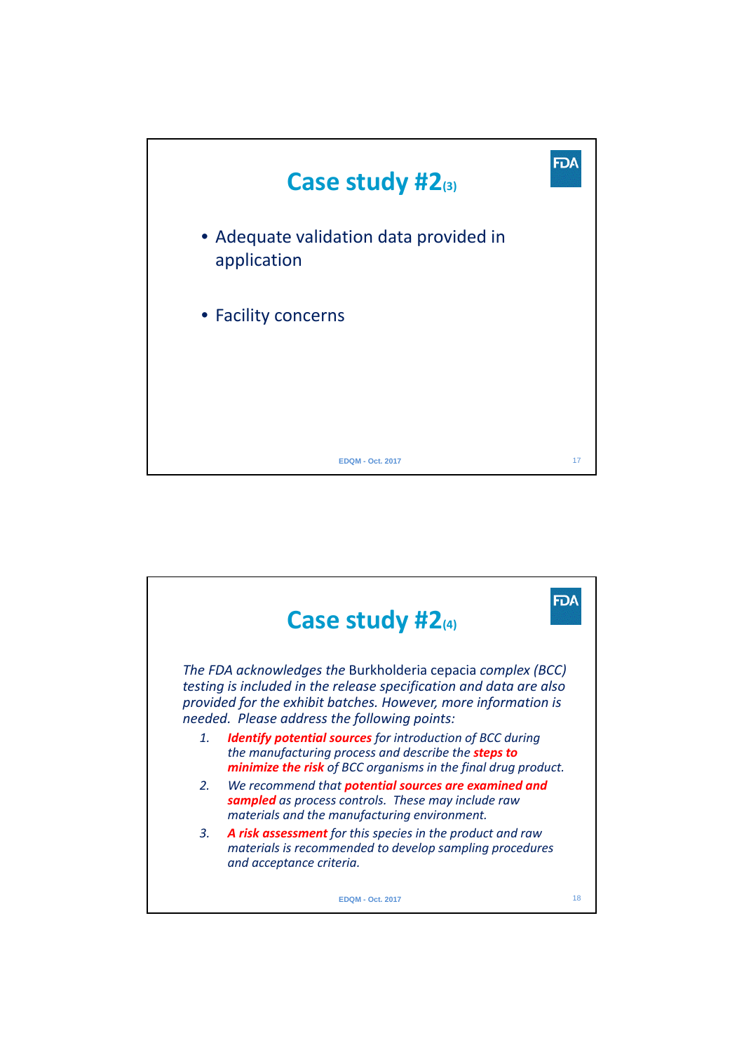## Case study #2(3)

- Adequate validation data provided in application
- Facility concerns

## Case study #2(4)

*The FDA acknowledges the* Burkholderia cepacia *complex (BCC) testing is included in the release specification and data are also provided for the exhibit batches. However, more information is needed. Please address the following points:*

1. ***Identify potential sources*** *for introduction of BCC during the manufacturing process and describe the* ***steps to minimize the risk*** *of BCC organisms in the final drug product.*
2. *We recommend that* ***potential sources are examined and sampled*** *as process controls. These may include raw materials and the manufacturing environment.*
3. ***A risk assessment*** *for this species in the product and raw materials is recommended to develop sampling procedures and acceptance criteria.*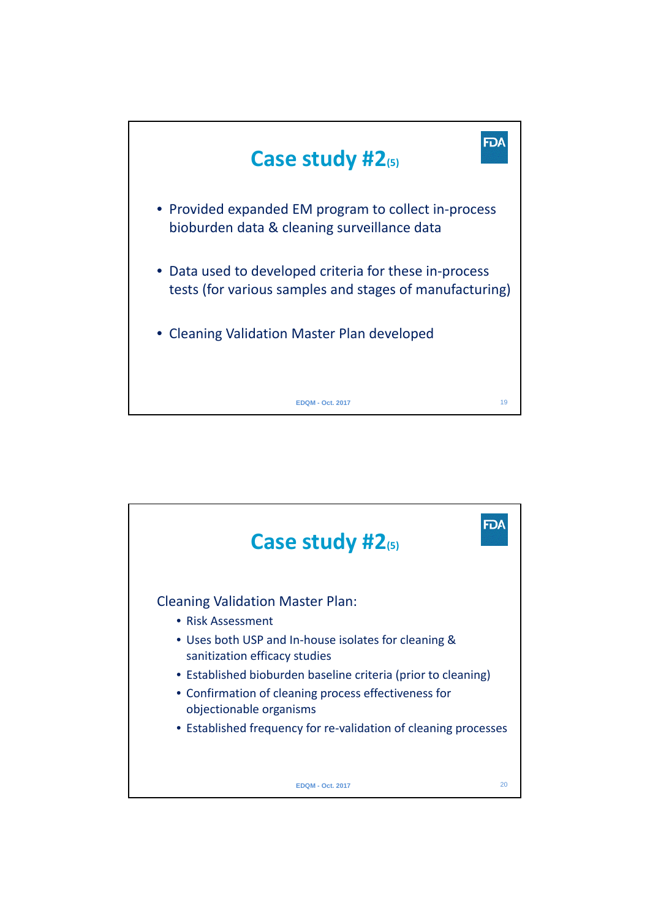# Case study #2(5)

- Provided expanded EM program to collect in-process bioburden data & cleaning surveillance data
- Data used to developed criteria for these in-process tests (for various samples and stages of manufacturing)
- Cleaning Validation Master Plan developed

# Case study #2(5)

Cleaning Validation Master Plan:

- Risk Assessment
- Uses both USP and In-house isolates for cleaning & sanitization efficacy studies
- Established bioburden baseline criteria (prior to cleaning)
- Confirmation of cleaning process effectiveness for objectionable organisms
- Established frequency for re-validation of cleaning processes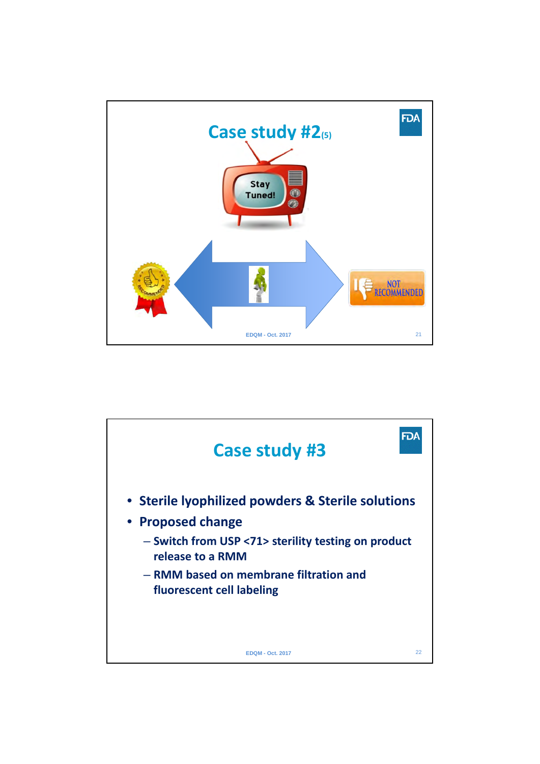## Case study #2(5)

Stay Tuned!

NOT RECOMMENDED

## Case study #3

- Sterile lyophilized powders & Sterile solutions
- Proposed change
  - Switch from USP <71> sterility testing on product release to a RMM
  - RMM based on membrane filtration and fluorescent cell labeling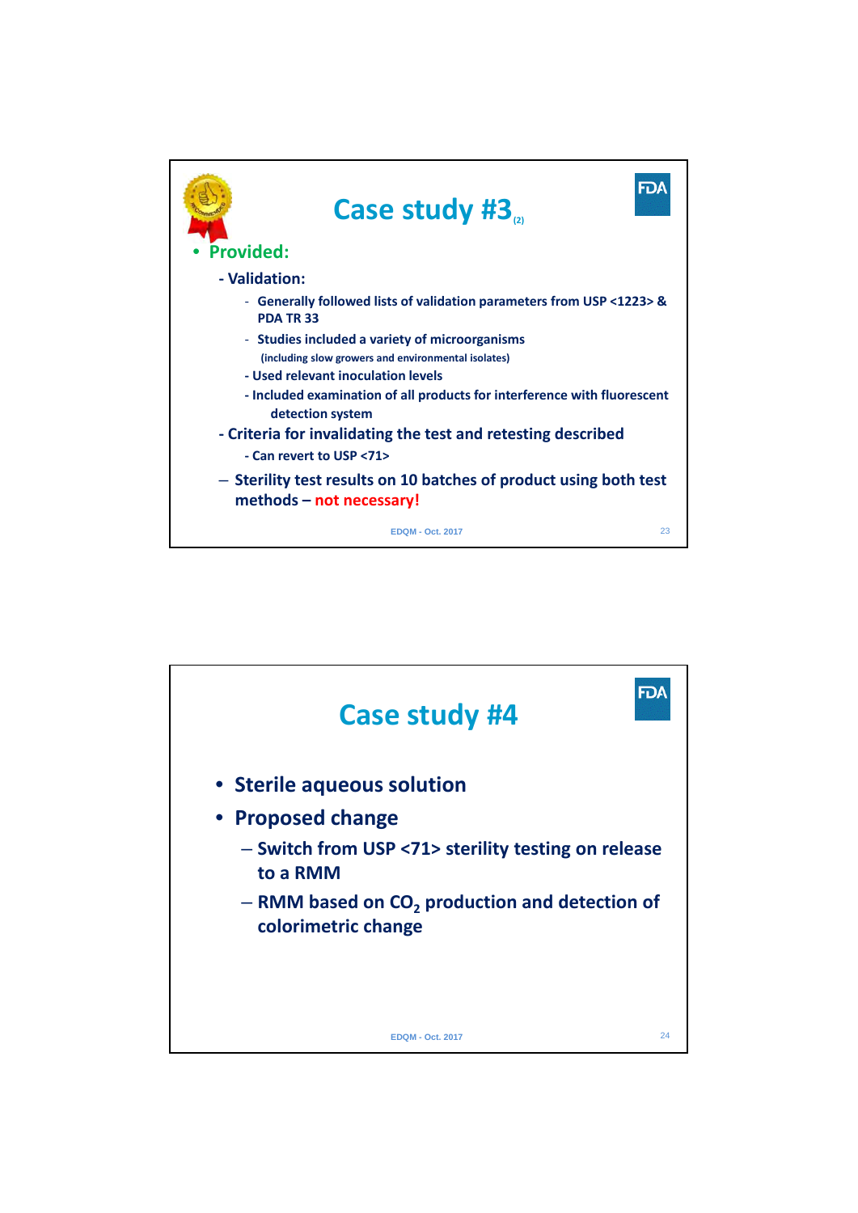# Case study #3 (2)

- **Provided:**
  - **Validation:**
    - **Generally followed lists of validation parameters from USP <1223> & PDA TR 33**
    - **Studies included a variety of microorganisms** (including slow growers and environmental isolates)
    - **Used relevant inoculation levels**
    - **Included examination of all products for interference with fluorescent detection system**
  - **Criteria for invalidating the test and retesting described**
    - **Can revert to USP <71>**
  - **Sterility test results on 10 batches of product using both test methods – not necessary!**

# Case study #4

- **Sterile aqueous solution**
- **Proposed change**
  - **Switch from USP <71> sterility testing on release to a RMM**
  - **RMM based on $CO_2$ production and detection of colorimetric change**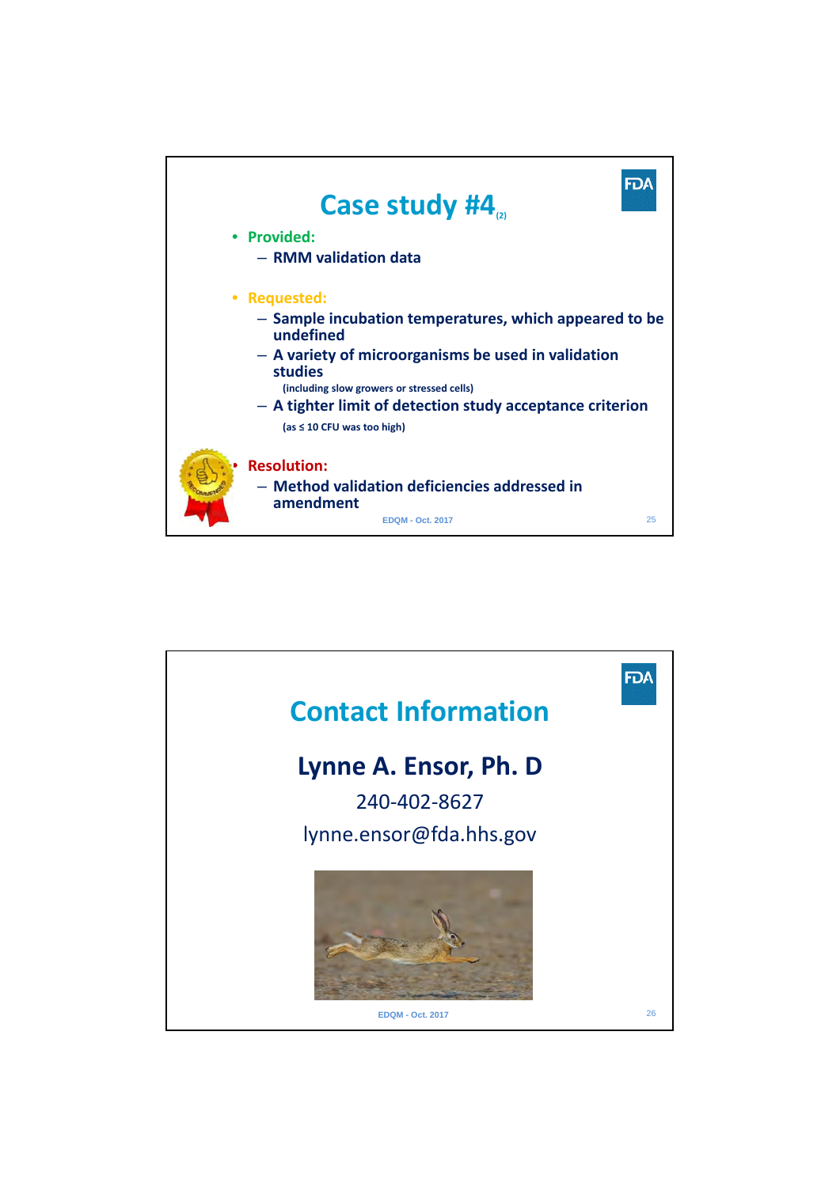## Case study #4 (2)

- **Provided:**
  - RMM validation data
- **Requested:**
  - Sample incubation temperatures, which appeared to be undefined
  - A variety of microorganisms be used in validation studies
    (including slow growers or stressed cells)
  - A tighter limit of detection study acceptance criterion
    (as ≤ 10 CFU was too high)
- **Resolution:**
  - Method validation deficiencies addressed in amendment

## Contact Information

**Lynne A. Ensor, Ph. D**

240-402-8627

lynne.ensor@fda.hhs.gov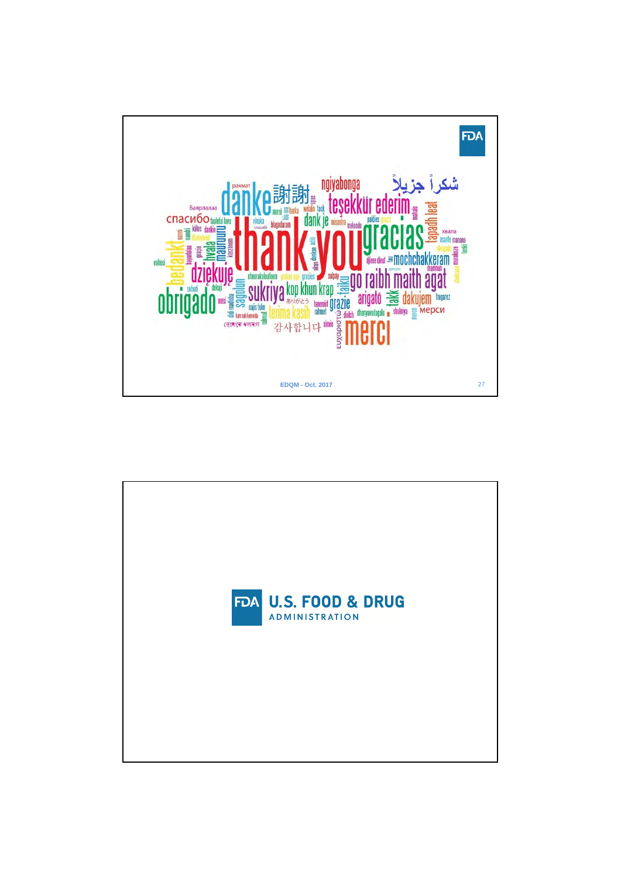FDA

شكراً جزيلاً

рахмат danke 謝謝 ngiyabonga teşekkür ederim

Баярлалаа спасибо faafetai lava vinaka спасибі mersi kia ora barka welalin tack spas dank je misaotra paldies grazzi mahalo lapadh leat

kiitos dankie благодарам malondo хвала

thank you gracias

enkosi bedankt hvala mauruuru köszönöm dziękuję akun dankon aciu djiere dieuf tau mochchakkeram asante manana obrigado tenki murakoze дякую mamnun

chnorakalutioun grazias gracies sulpay go raibh maith agat

obrigado sobodi děkuji sağolun sukriya kop khun krap taiku ありがとう arigatô takk dakujem trugarez

mési dilli maddina najis tuke tanemirt grazie rahmet tum sah hamnida terima kasih diolch dhanyavadagalu shukriya merce мерси

তোমাকে ধন্যবাদ 감사합니다 xièxie ευχαριστώ merci

EDQM - Oct. 2017

FDA U.S. FOOD & DRUG ADMINISTRATION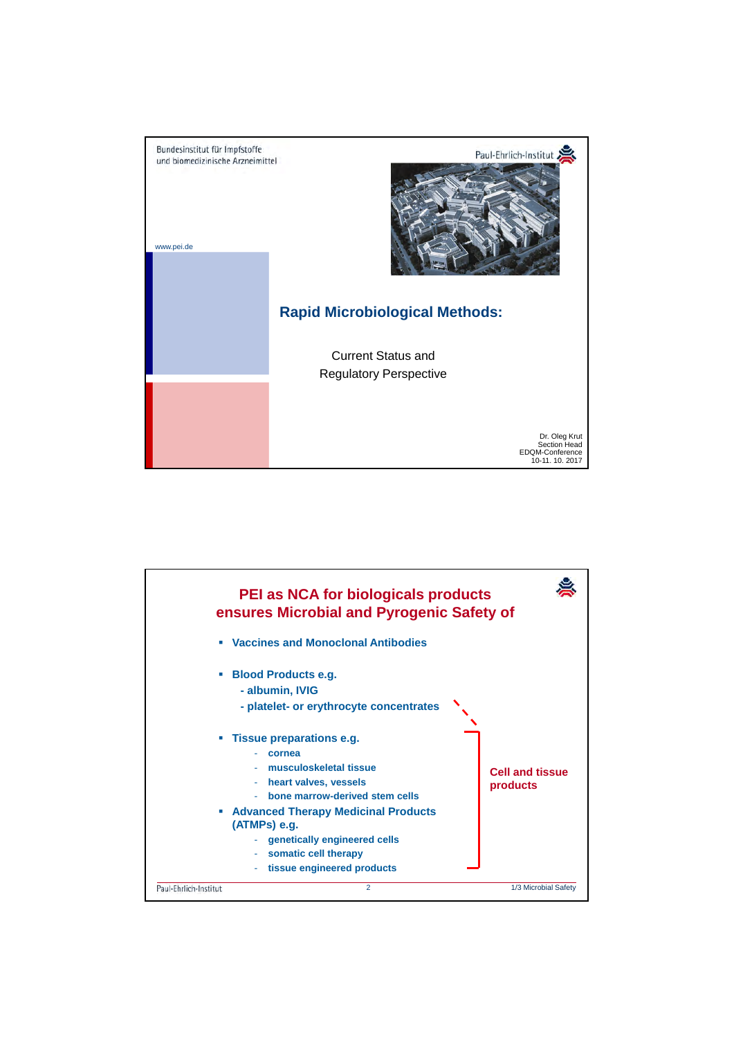Bundesinstitut für Impfstoffe
und biomedizinische Arzneimittel

Paul-Ehrlich-Institut

www.pei.de

## Rapid Microbiological Methods:

Current Status and
Regulatory Perspective

Dr. Oleg Krut
Section Head
EDQM-Conference
10-11. 10. 2017

---

## PEI as NCA for biologicals products ensures Microbial and Pyrogenic Safety of

- **Vaccines and Monoclonal Antibodies**
- **Blood Products e.g.**
  - albumin, IVIG
  - platelet- or erythrocyte concentrates
- **Tissue preparations e.g.**
  - cornea
  - musculoskeletal tissue
  - heart valves, vessels
  - bone marrow-derived stem cells
- **Advanced Therapy Medicinal Products (ATMPs) e.g.**
  - genetically engineered cells
  - somatic cell therapy
  - tissue engineered products

**Cell and tissue products**

1/3 Microbial Safety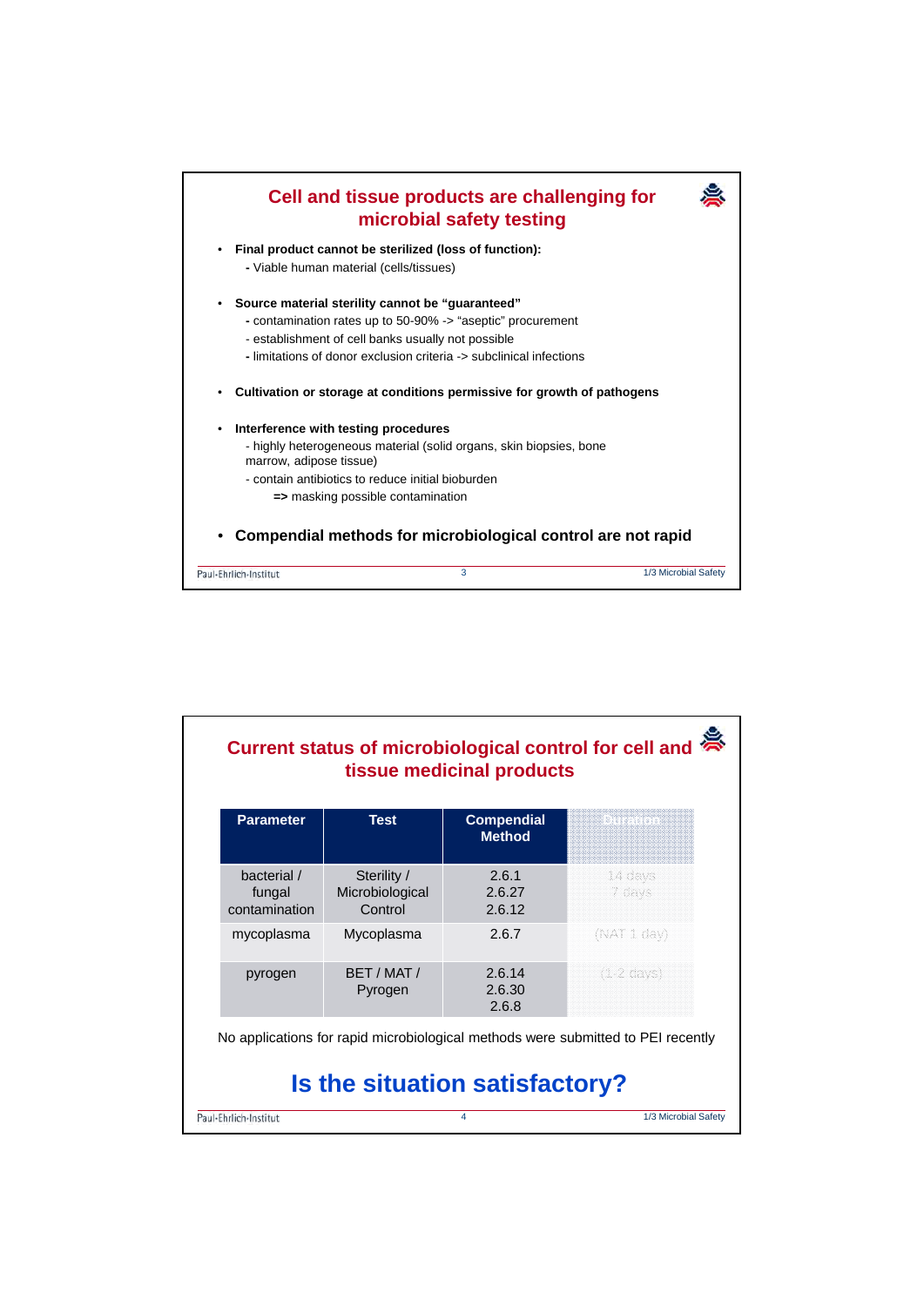## Cell and tissue products are challenging for microbial safety testing

- **Final product cannot be sterilized (loss of function):**
  - Viable human material (cells/tissues)
- **Source material sterility cannot be "guaranteed"**
  - contamination rates up to 50-90% -> "aseptic" procurement
  - establishment of cell banks usually not possible
  - limitations of donor exclusion criteria -> subclinical infections
- **Cultivation or storage at conditions permissive for growth of pathogens**
- **Interference with testing procedures**
  - highly heterogeneous material (solid organs, skin biopsies, bone marrow, adipose tissue)
  - contain antibiotics to reduce initial bioburden
    
    **=>** masking possible contamination
- **Compendial methods for microbiological control are not rapid**

## Current status of microbiological control for cell and tissue medicinal products

| Parameter | Test | Compendial Method | Duration |
|---|---|---|---|
| bacterial / fungal contamination | Sterility / Microbiological Control | 2.6.1<br>2.6.27<br>2.6.12 | 14 days<br>7 days |
| mycoplasma | Mycoplasma | 2.6.7 | (NAT 1 day) |
| pyrogen | BET / MAT / Pyrogen | 2.6.14<br>2.6.30<br>2.6.8 | (1-2 days) |

No applications for rapid microbiological methods were submitted to PEI recently

**Is the situation satisfactory?**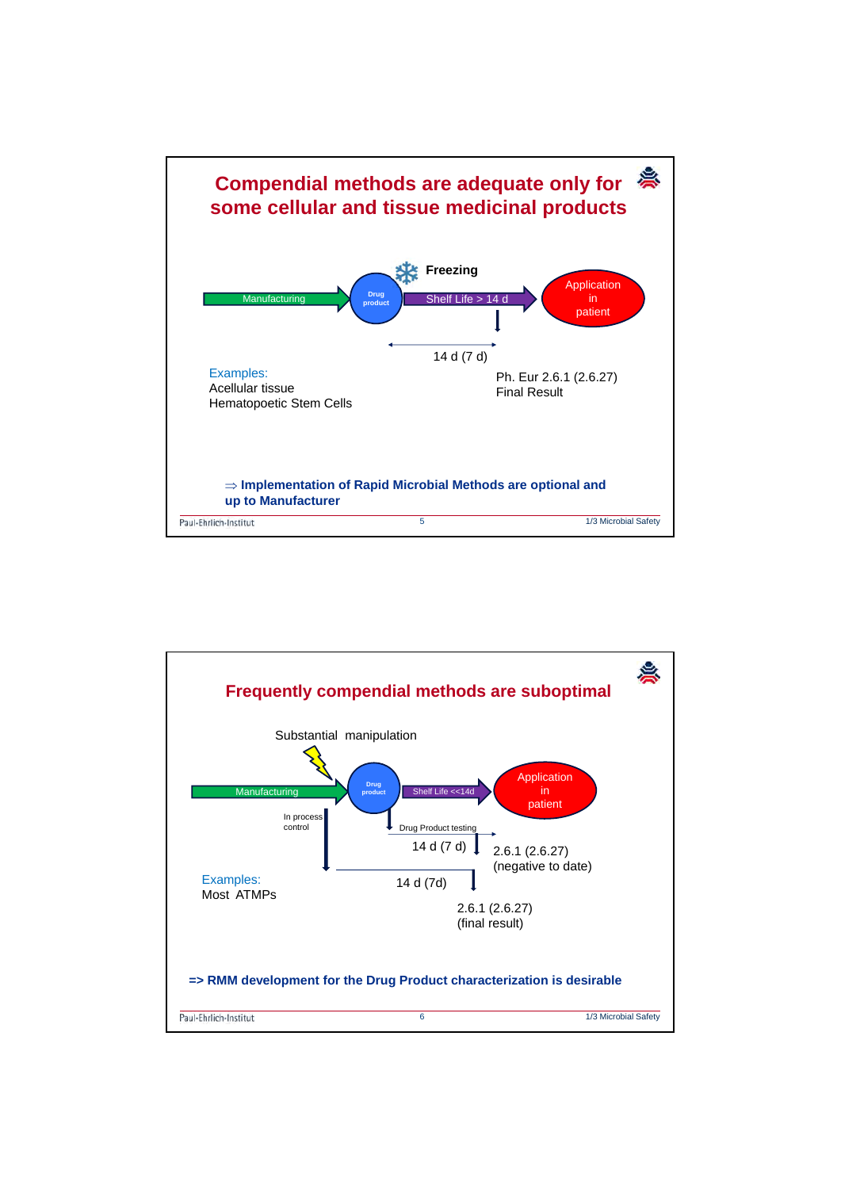# Compendial methods are adequate only for some cellular and tissue medicinal products

Manufacturing → Drug product → Freezing — Shelf Life > 14 d → Application in patient

14 d (7 d)

Ph. Eur 2.6.1 (2.6.27)
Final Result

Examples:
Acellular tissue
Hematopoetic Stem Cells

⇒ **Implementation of Rapid Microbial Methods are optional and up to Manufacturer**

# Frequently compendial methods are suboptimal

Substantial manipulation

Manufacturing → Drug product → Shelf Life <<14d → Application in patient

In process control

Drug Product testing

14 d (7 d)

2.6.1 (2.6.27)
(negative to date)

14 d (7d)

2.6.1 (2.6.27)
(final result)

Examples:
Most ATMPs

**=> RMM development for the Drug Product characterization is desirable**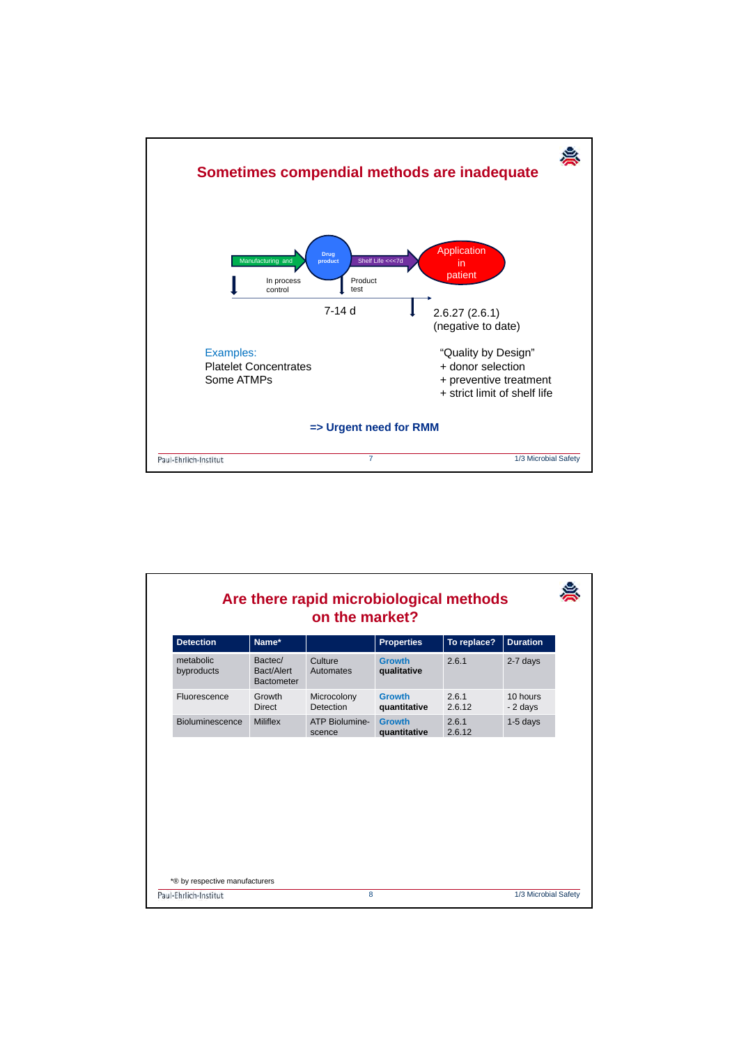## Sometimes compendial methods are inadequate

Manufacturing and → Drug product → Shelf Life <<<7d → Application in patient

In process control

Product test

7-14 d

2.6.27 (2.6.1)
(negative to date)

Examples:
Platelet Concentrates
Some ATMPs

"Quality by Design"
+ donor selection
+ preventive treatment
+ strict limit of shelf life

**=> Urgent need for RMM**

## Are there rapid microbiological methods on the market?

| Detection | Name* | | Properties | To replace? | Duration |
|---|---|---|---|---|---|
| metabolic byproducts | Bactec/ Bact/Alert Bactometer | Culture Automates | Growth **qualitative** | 2.6.1 | 2-7 days |
| Fluorescence | Growth Direct | Microcolony Detection | Growth **quantitative** | 2.6.1 2.6.12 | 10 hours - 2 days |
| Bioluminescence | Miliflex | ATP Bioluminescence | Growth **quantitative** | 2.6.1 2.6.12 | 1-5 days |

*® by respective manufacturers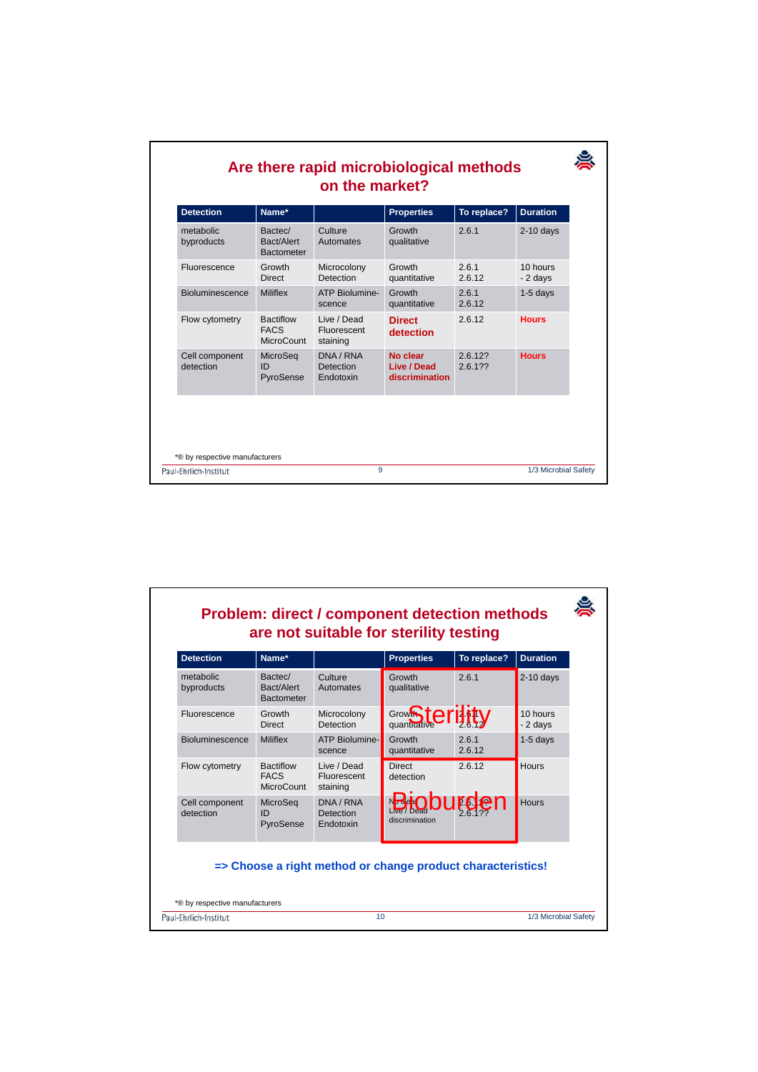# Are there rapid microbiological methods on the market?

| Detection | Name* | | Properties | To replace? | Duration |
|---|---|---|---|---|---|
| metabolic byproducts | Bactec/ Bact/Alert Bactometer | Culture Automates | Growth qualitative | 2.6.1 | 2-10 days |
| Fluorescence | Growth Direct | Microcolony Detection | Growth quantitative | 2.6.1 2.6.12 | 10 hours - 2 days |
| Bioluminescence | Miliflex | ATP Bioluminescence | Growth quantitative | 2.6.1 2.6.12 | 1-5 days |
| Flow cytometry | Bactiflow FACS MicroCount | Live / Dead Fluorescent staining | **Direct detection** | 2.6.12 | **Hours** |
| Cell component detection | MicroSeq ID PyroSense | DNA / RNA Detection Endotoxin | **No clear Live / Dead discrimination** | 2.6.12? 2.6.1?? | **Hours** |

*® by respective manufacturers

# Problem: direct / component detection methods are not suitable for sterility testing

| Detection | Name* | | Properties | To replace? | Duration |
|---|---|---|---|---|---|
| metabolic byproducts | Bactec/ Bact/Alert Bactometer | Culture Automates | Growth qualitative | 2.6.1 | 2-10 days |
| Fluorescence | Growth Direct | Microcolony Detection | Growth quantitative | 2.6.1 2.6.12 | 10 hours - 2 days |
| Bioluminescence | Miliflex | ATP Bioluminescence | Growth quantitative | 2.6.1 2.6.12 | 1-5 days |
| Flow cytometry | Bactiflow FACS MicroCount | Live / Dead Fluorescent staining | Direct detection | 2.6.12 | Hours |
| Cell component detection | MicroSeq ID PyroSense | DNA / RNA Detection Endotoxin | No clear Live / Dead discrimination | 2.6.12? 2.6.1?? | Hours |

Sterility

Bioburden

**=> Choose a right method or change product characteristics!**

*® by respective manufacturers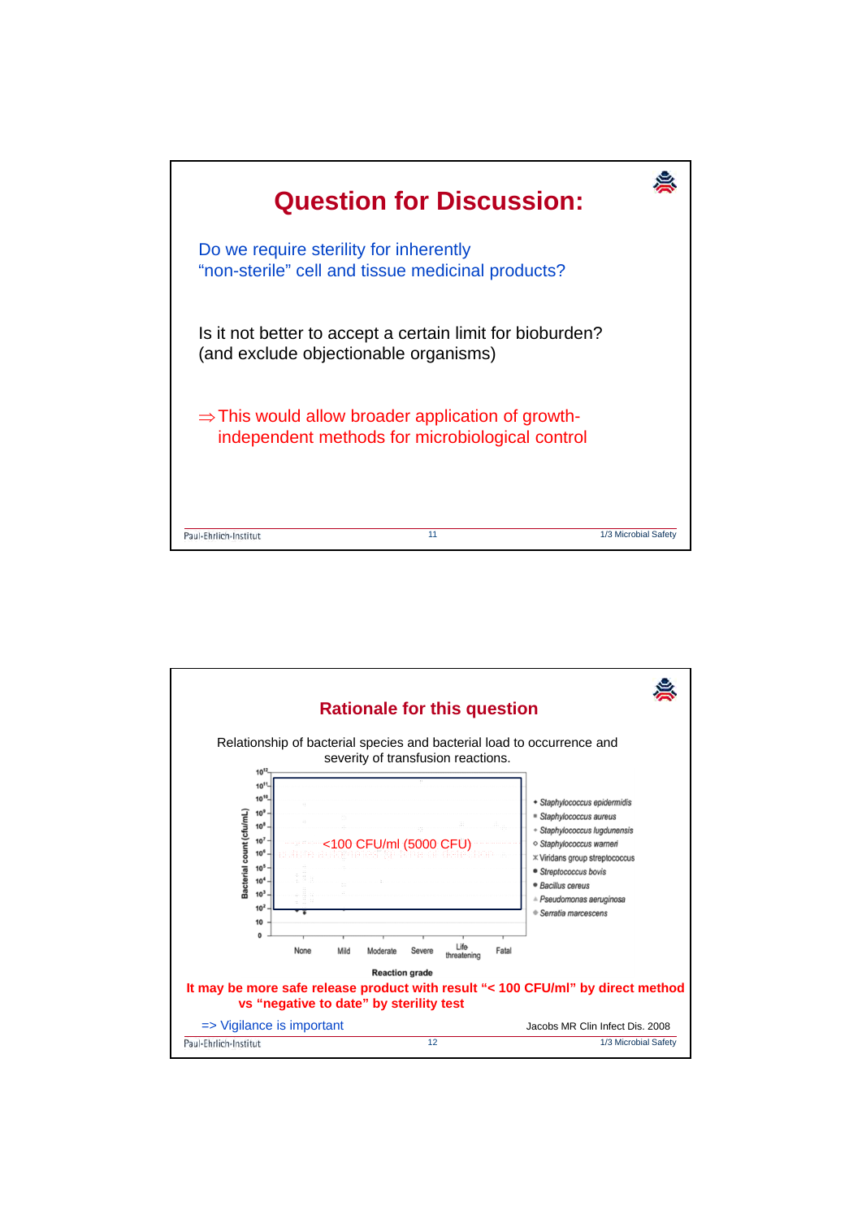# Question for Discussion:

Do we require sterility for inherently "non-sterile" cell and tissue medicinal products?

Is it not better to accept a certain limit for bioburden? (and exclude objectionable organisms)

⇒ This would allow broader application of growth-independent methods for microbiological control

Paul-Ehrlich-Institut | 11 | 1/3 Microbial Safety

---

## Rationale for this question

Relationship of bacterial species and bacterial load to occurrence and severity of transfusion reactions.

Bacterial count (cfu/mL): 0, 10, $10^2$, $10^3$, $10^4$, $10^5$, $10^6$, $10^7$, $10^8$, $10^9$, $10^{10}$, $10^{11}$, $10^{12}$

<100 CFU/ml (5000 CFU)

Reaction grade: None, Mild, Moderate, Severe, Life threatening, Fatal

- *Staphylococcus epidermidis*
- *Staphylococcus aureus*
- *Staphylococcus lugdunensis*
- *Staphylococcus warneri*
- Viridans group streptococcus
- *Streptococcus bovis*
- *Bacillus cereus*
- *Pseudomonas aeruginosa*
- *Serratia marcescens*

**It may be more safe release product with result "< 100 CFU/ml" by direct method vs "negative to date" by sterility test**

=> Vigilance is important

Jacobs MR Clin Infect Dis. 2008

Paul-Ehrlich-Institut | 12 | 1/3 Microbial Safety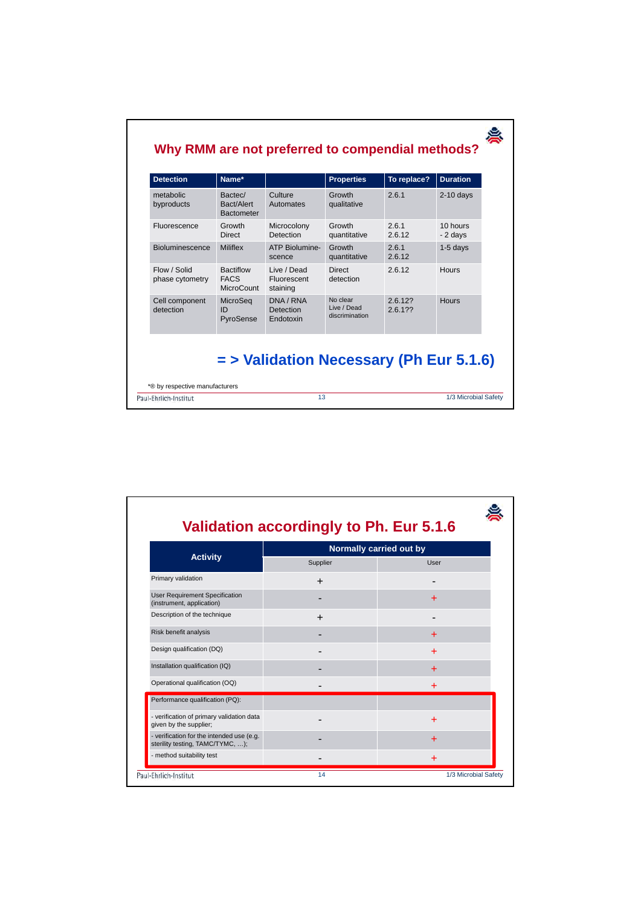## Why RMM are not preferred to compendial methods?

| Detection | Name* | | Properties | To replace? | Duration |
|---|---|---|---|---|---|
| metabolic byproducts | Bactec/ Bact/Alert Bactometer | Culture Automates | Growth qualitative | 2.6.1 | 2-10 days |
| Fluorescence | Growth Direct | Microcolony Detection | Growth quantitative | 2.6.1 2.6.12 | 10 hours - 2 days |
| Bioluminescence | Milliflex | ATP Bioluminescence | Growth quantitative | 2.6.1 2.6.12 | 1-5 days |
| Flow / Solid phase cytometry | Bactiflow FACS MicroCount | Live / Dead Fluorescent staining | Direct detection | 2.6.12 | Hours |
| Cell component detection | MicroSeq ID PyroSense | DNA / RNA Detection Endotoxin | No clear Live / Dead discrimination | 2.6.12? 2.6.1?? | Hours |

**= > Validation Necessary (Ph Eur 5.1.6)**

*® by respective manufacturers

## Validation accordingly to Ph. Eur 5.1.6

| Activity | Normally carried out by | |
|---|---|---|
| | Supplier | User |
| Primary validation | + | - |
| User Requirement Specification (instrument, application) | - | + |
| Description of the technique | + | - |
| Risk benefit analysis | - | + |
| Design qualification (DQ) | - | + |
| Installation qualification (IQ) | - | + |
| Operational qualification (OQ) | - | + |
| Performance qualification (PQ): | | |
| - verification of primary validation data given by the supplier; | - | + |
| - verification for the intended use (e.g. sterility testing, TAMC/TYMC, …); | - | + |
| - method suitability test | - | + |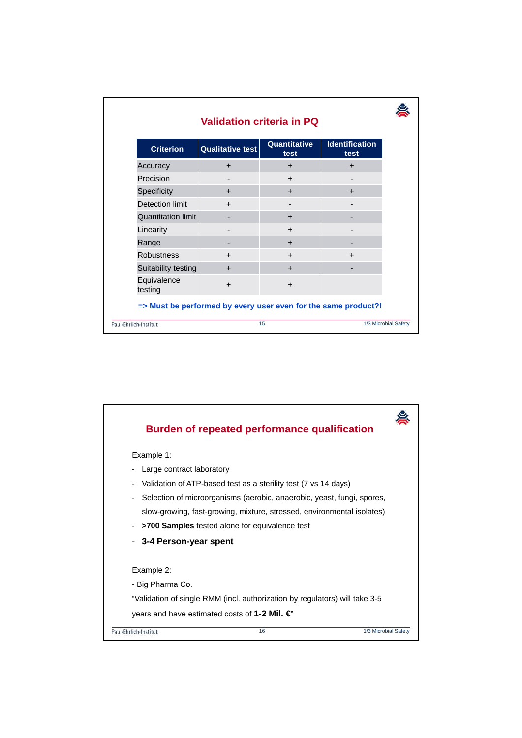## Validation criteria in PQ

| Criterion | Qualitative test | Quantitative test | Identification test |
|---|---|---|---|
| Accuracy | + | + | + |
| Precision | - | + | - |
| Specificity | + | + | + |
| Detection limit | + | - | - |
| Quantitation limit | - | + | - |
| Linearity | - | + | - |
| Range | - | + | - |
| Robustness | + | + | + |
| Suitability testing | + | + | - |
| Equivalence testing | + | + | |

**=> Must be performed by every user even for the same product?!**

## Burden of repeated performance qualification

Example 1:

- Large contract laboratory
- Validation of ATP-based test as a sterility test (7 vs 14 days)
- Selection of microorganisms (aerobic, anaerobic, yeast, fungi, spores, slow-growing, fast-growing, mixture, stressed, environmental isolates)
- **>700 Samples** tested alone for equivalence test
- **3-4 Person-year spent**

Example 2:

- Big Pharma Co.

"Validation of single RMM (incl. authorization by regulators) will take 3-5 years and have estimated costs of **1-2 Mil. €**"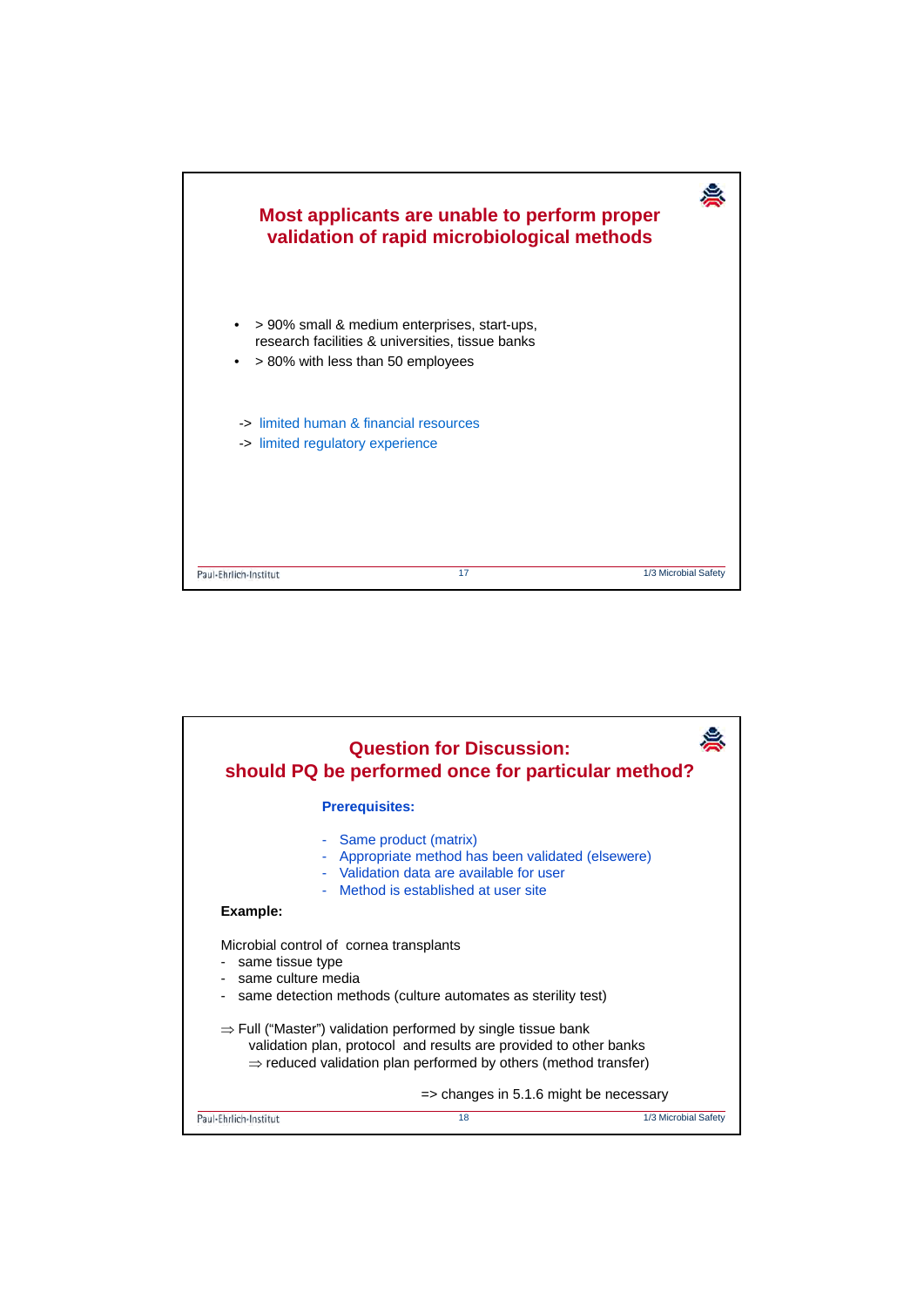## Most applicants are unable to perform proper validation of rapid microbiological methods

- > 90% small & medium enterprises, start-ups, research facilities & universities, tissue banks
- > 80% with less than 50 employees

-> limited human & financial resources
-> limited regulatory experience

## Question for Discussion: should PQ be performed once for particular method?

**Prerequisites:**

- Same product (matrix)
- Appropriate method has been validated (elsewere)
- Validation data are available for user
- Method is established at user site

**Example:**

Microbial control of cornea transplants

- same tissue type
- same culture media
- same detection methods (culture automates as sterility test)

⇒ Full (“Master”) validation performed by single tissue bank validation plan, protocol and results are provided to other banks
⇒ reduced validation plan performed by others (method transfer)

=> changes in 5.1.6 might be necessary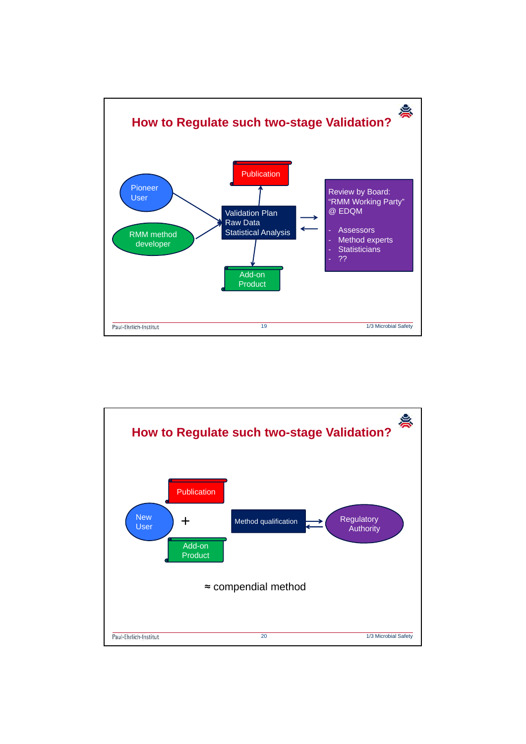## How to Regulate such two-stage Validation?

Pioneer User

RMM method developer

Publication

Validation Plan
Raw Data
Statistical Analysis

Add-on Product

Review by Board:
"RMM Working Party"
@ EDQM

- Assessors
- Method experts
- Statisticians
- ??

## How to Regulate such two-stage Validation?

Publication

New User +

Add-on Product

Method qualification

Regulatory Authority

≈ compendial method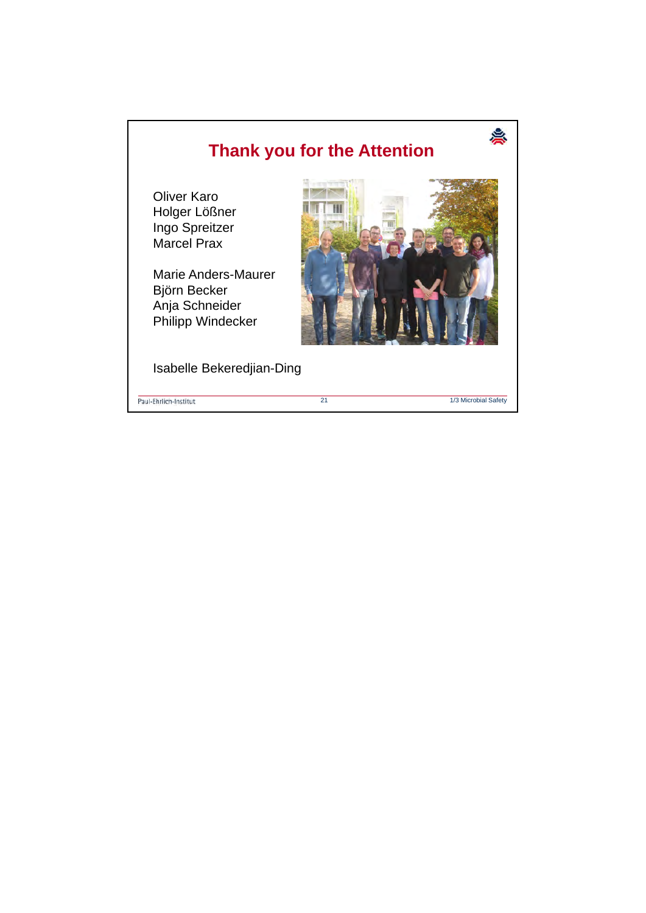# Thank you for the Attention

Oliver Karo
Holger Lößner
Ingo Spreitzer
Marcel Prax

Marie Anders-Maurer
Björn Becker
Anja Schneider
Philipp Windecker

Isabelle Bekeredjian-Ding